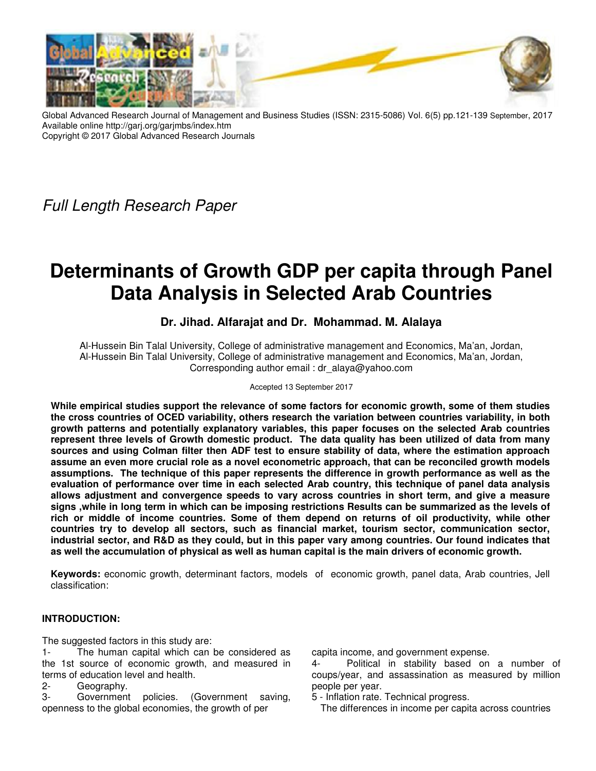Global Advanced Research Journal of Management and Business Studies (ISSN: 2315-5086) Vol. 6(5) pp.121-139 September, 2017
Available online http://garj.org/garjmbs/index.htm
Copyright © 2017 Global Advanced Research Journals

*Full Length Research Paper*

# Determinants of Growth GDP per capita through Panel Data Analysis in Selected Arab Countries

**Dr. Jihad. Alfarajat and Dr. Mohammad. M. Alalaya**

Al-Hussein Bin Talal University, College of administrative management and Economics, Ma'an, Jordan,
Al-Hussein Bin Talal University, College of administrative management and Economics, Ma'an, Jordan,
Corresponding author email : dr_alaya@yahoo.com

Accepted 13 September 2017

**While empirical studies support the relevance of some factors for economic growth, some of them studies the cross countries of OCED variability, others research the variation between countries variability, in both growth patterns and potentially explanatory variables, this paper focuses on the selected Arab countries represent three levels of Growth domestic product. The data quality has been utilized of data from many sources and using Colman filter then ADF test to ensure stability of data, where the estimation approach assume an even more crucial role as a novel econometric approach, that can be reconciled growth models assumptions. The technique of this paper represents the difference in growth performance as well as the evaluation of performance over time in each selected Arab country, this technique of panel data analysis allows adjustment and convergence speeds to vary across countries in short term, and give a measure signs ,while in long term in which can be imposing restrictions Results can be summarized as the levels of rich or middle of income countries. Some of them depend on returns of oil productivity, while other countries try to develop all sectors, such as financial market, tourism sector, communication sector, industrial sector, and R&D as they could, but in this paper vary among countries. Our found indicates that as well the accumulation of physical as well as human capital is the main drivers of economic growth.**

**Keywords:** economic growth, determinant factors, models of economic growth, panel data, Arab countries, Jell classification:

## INTRODUCTION:

The suggested factors in this study are:

1- The human capital which can be considered as the 1st source of economic growth, and measured in terms of education level and health.

2- Geography.

3- Government policies. (Government saving, openness to the global economies, the growth of per capita income, and government expense.

4- Political in stability based on a number of coups/year, and assassination as measured by million people per year.

5 - Inflation rate. Technical progress.

The differences in income per capita across countries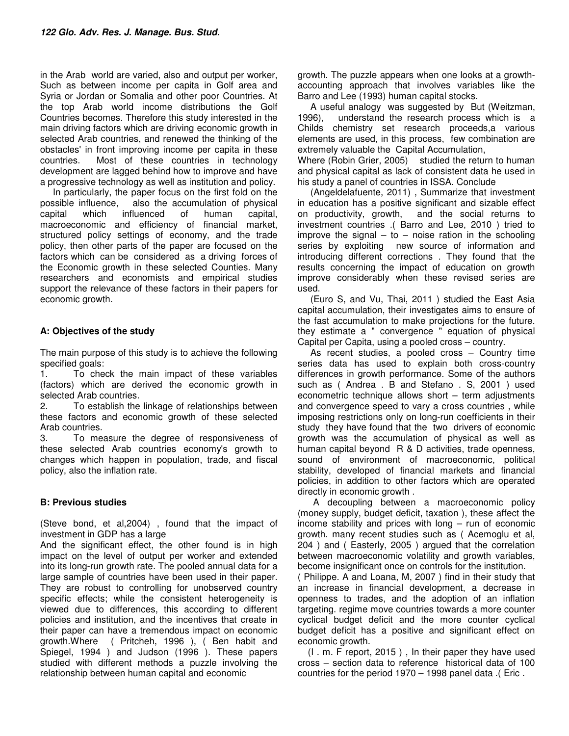in the Arab world are varied, also and output per worker, Such as between income per capita in Golf area and Syria or Jordan or Somalia and other poor Countries. At the top Arab world income distributions the Golf Countries becomes. Therefore this study interested in the main driving factors which are driving economic growth in selected Arab countries, and renewed the thinking of the obstacles' in front improving income per capita in these countries. Most of these countries in technology development are lagged behind how to improve and have a progressive technology as well as institution and policy.

In particularly, the paper focus on the first fold on the possible influence, also the accumulation of physical capital which influenced of human capital, macroeconomic and efficiency of financial market, structured policy settings of economy, and the trade policy, then other parts of the paper are focused on the factors which can be considered as a driving forces of the Economic growth in these selected Counties. Many researchers and economists and empirical studies support the relevance of these factors in their papers for economic growth.

### A: Objectives of the study

The main purpose of this study is to achieve the following specified goals:

1. To check the main impact of these variables (factors) which are derived the economic growth in selected Arab countries.
2. To establish the linkage of relationships between these factors and economic growth of these selected Arab countries.
3. To measure the degree of responsiveness of these selected Arab countries economy's growth to changes which happen in population, trade, and fiscal policy, also the inflation rate.

### B: Previous studies

(Steve bond, et al,2004) , found that the impact of investment in GDP has a large

And the significant effect, the other found is in high impact on the level of output per worker and extended into its long-run growth rate. The pooled annual data for a large sample of countries have been used in their paper. They are robust to controlling for unobserved country specific effects; while the consistent heterogeneity is viewed due to differences, this according to different policies and institution, and the incentives that create in their paper can have a tremendous impact on economic growth.Where ( Pritcheh, 1996 ), ( Ben habit and Spiegel, 1994 ) and Judson (1996 ). These papers studied with different methods a puzzle involving the relationship between human capital and economic growth. The puzzle appears when one looks at a growth-accounting approach that involves variables like the Barro and Lee (1993) human capital stocks.

A useful analogy was suggested by But (Weitzman, 1996), understand the research process which is a Childs chemistry set research proceeds,a various elements are used, in this process, few combination are extremely valuable the Capital Accumulation,

Where (Robin Grier, 2005) studied the return to human and physical capital as lack of consistent data he used in his study a panel of countries in ISSA. Conclude

(Angeldelafuente, 2011) , Summarize that investment in education has a positive significant and sizable effect on productivity, growth, and the social returns to investment countries .( Barro and Lee, 2010 ) tried to improve the signal – to – noise ration in the schooling series by exploiting new source of information and introducing different corrections . They found that the results concerning the impact of education on growth improve considerably when these revised series are used.

(Euro S, and Vu, Thai, 2011 ) studied the East Asia capital accumulation, their investigates aims to ensure of the fast accumulation to make projections for the future. they estimate a " convergence " equation of physical Capital per Capita, using a pooled cross – country.

As recent studies, a pooled cross – Country time series data has used to explain both cross-country differences in growth performance. Some of the authors such as ( Andrea . B and Stefano . S, 2001 ) used econometric technique allows short – term adjustments and convergence speed to vary a cross countries , while imposing restrictions only on long-run coefficients in their study they have found that the two drivers of economic growth was the accumulation of physical as well as human capital beyond R & D activities, trade openness, sound of environment of macroeconomic, political stability, developed of financial markets and financial policies, in addition to other factors which are operated directly in economic growth .

A decoupling between a macroeconomic policy (money supply, budget deficit, taxation ), these affect the income stability and prices with long – run of economic growth. many recent studies such as ( Acemoglu et al, 204 ) and ( Easterly, 2005 ) argued that the correlation between macroeconomic volatility and growth variables, become insignificant once on controls for the institution.

( Philippe. A and Loana, M, 2007 ) find in their study that an increase in financial development, a decrease in openness to trades, and the adoption of an inflation targeting. regime move countries towards a more counter cyclical budget deficit and the more counter cyclical budget deficit has a positive and significant effect on economic growth.

(I . m. F report, 2015 ) , In their paper they have used cross – section data to reference historical data of 100 countries for the period 1970 – 1998 panel data .( Eric .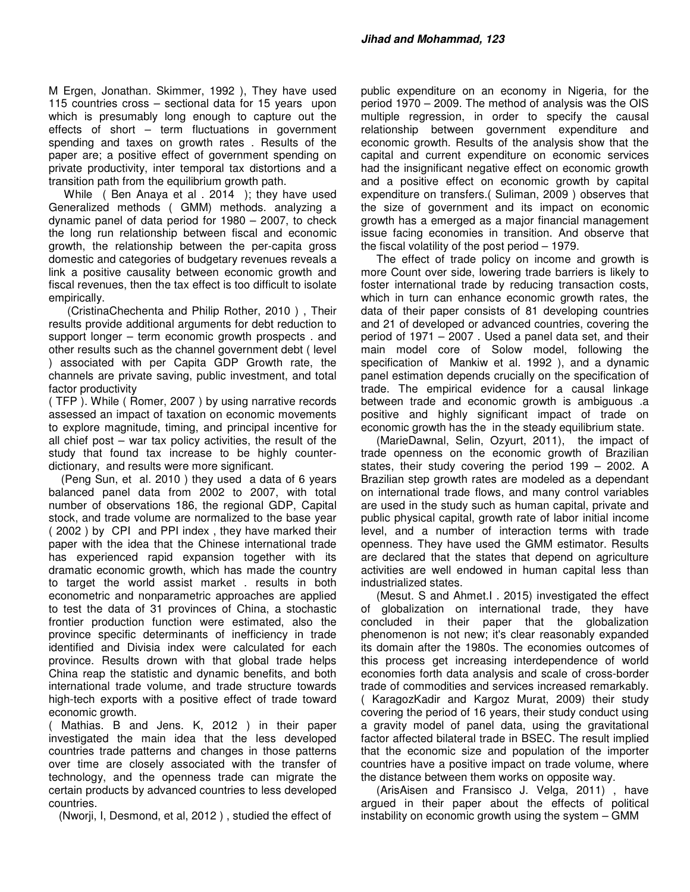M Ergen, Jonathan. Skimmer, 1992 ), They have used 115 countries cross – sectional data for 15 years upon which is presumably long enough to capture out the effects of short – term fluctuations in government spending and taxes on growth rates . Results of the paper are; a positive effect of government spending on private productivity, inter temporal tax distortions and a transition path from the equilibrium growth path.

While ( Ben Anaya et al . 2014 ); they have used Generalized methods ( GMM) methods. analyzing a dynamic panel of data period for 1980 – 2007, to check the long run relationship between fiscal and economic growth, the relationship between the per-capita gross domestic and categories of budgetary revenues reveals a link a positive causality between economic growth and fiscal revenues, then the tax effect is too difficult to isolate empirically.

(CristinaChechenta and Philip Rother, 2010 ) , Their results provide additional arguments for debt reduction to support longer – term economic growth prospects . and other results such as the channel government debt ( level ) associated with per Capita GDP Growth rate, the channels are private saving, public investment, and total factor productivity ( TFP ). While ( Romer, 2007 ) by using narrative records assessed an impact of taxation on economic movements to explore magnitude, timing, and principal incentive for all chief post – war tax policy activities, the result of the study that found tax increase to be highly counter-dictionary, and results were more significant.

(Peng Sun, et al. 2010 ) they used a data of 6 years balanced panel data from 2002 to 2007, with total number of observations 186, the regional GDP, Capital stock, and trade volume are normalized to the base year ( 2002 ) by CPI and PPI index , they have marked their paper with the idea that the Chinese international trade has experienced rapid expansion together with its dramatic economic growth, which has made the country to target the world assist market . results in both econometric and nonparametric approaches are applied to test the data of 31 provinces of China, a stochastic frontier production function were estimated, also the province specific determinants of inefficiency in trade identified and Divisia index were calculated for each province. Results drown with that global trade helps China reap the statistic and dynamic benefits, and both international trade volume, and trade structure towards high-tech exports with a positive effect of trade toward economic growth.

( Mathias. B and Jens. K, 2012 ) in their paper investigated the main idea that the less developed countries trade patterns and changes in those patterns over time are closely associated with the transfer of technology, and the openness trade can migrate the certain products by advanced countries to less developed countries.

(Nworji, I, Desmond, et al, 2012 ) , studied the effect of public expenditure on an economy in Nigeria, for the period 1970 – 2009. The method of analysis was the OIS multiple regression, in order to specify the causal relationship between government expenditure and economic growth. Results of the analysis show that the capital and current expenditure on economic services had the insignificant negative effect on economic growth and a positive effect on economic growth by capital expenditure on transfers.( Suliman, 2009 ) observes that the size of government and its impact on economic growth has a emerged as a major financial management issue facing economies in transition. And observe that the fiscal volatility of the post period – 1979.

The effect of trade policy on income and growth is more Count over side, lowering trade barriers is likely to foster international trade by reducing transaction costs, which in turn can enhance economic growth rates, the data of their paper consists of 81 developing countries and 21 of developed or advanced countries, covering the period of 1971 – 2007 . Used a panel data set, and their main model core of Solow model, following the specification of Mankiw et al. 1992 ), and a dynamic panel estimation depends crucially on the specification of trade. The empirical evidence for a causal linkage between trade and economic growth is ambiguous .a positive and highly significant impact of trade on economic growth has the in the steady equilibrium state.

(MarieDawnal, Selin, Ozyurt, 2011), the impact of trade openness on the economic growth of Brazilian states, their study covering the period 199 – 2002. A Brazilian step growth rates are modeled as a dependant on international trade flows, and many control variables are used in the study such as human capital, private and public physical capital, growth rate of labor initial income level, and a number of interaction terms with trade openness. They have used the GMM estimator. Results are declared that the states that depend on agriculture activities are well endowed in human capital less than industrialized states.

(Mesut. S and Ahmet.I . 2015) investigated the effect of globalization on international trade, they have concluded in their paper that the globalization phenomenon is not new; it's clear reasonably expanded its domain after the 1980s. The economies outcomes of this process get increasing interdependence of world economies forth data analysis and scale of cross-border trade of commodities and services increased remarkably. ( KaragozKadir and Kargoz Murat, 2009) their study covering the period of 16 years, their study conduct using a gravity model of panel data, using the gravitational factor affected bilateral trade in BSEC. The result implied that the economic size and population of the importer countries have a positive impact on trade volume, where the distance between them works on opposite way.

(ArisAisen and Fransisco J. Velga, 2011) , have argued in their paper about the effects of political instability on economic growth using the system – GMM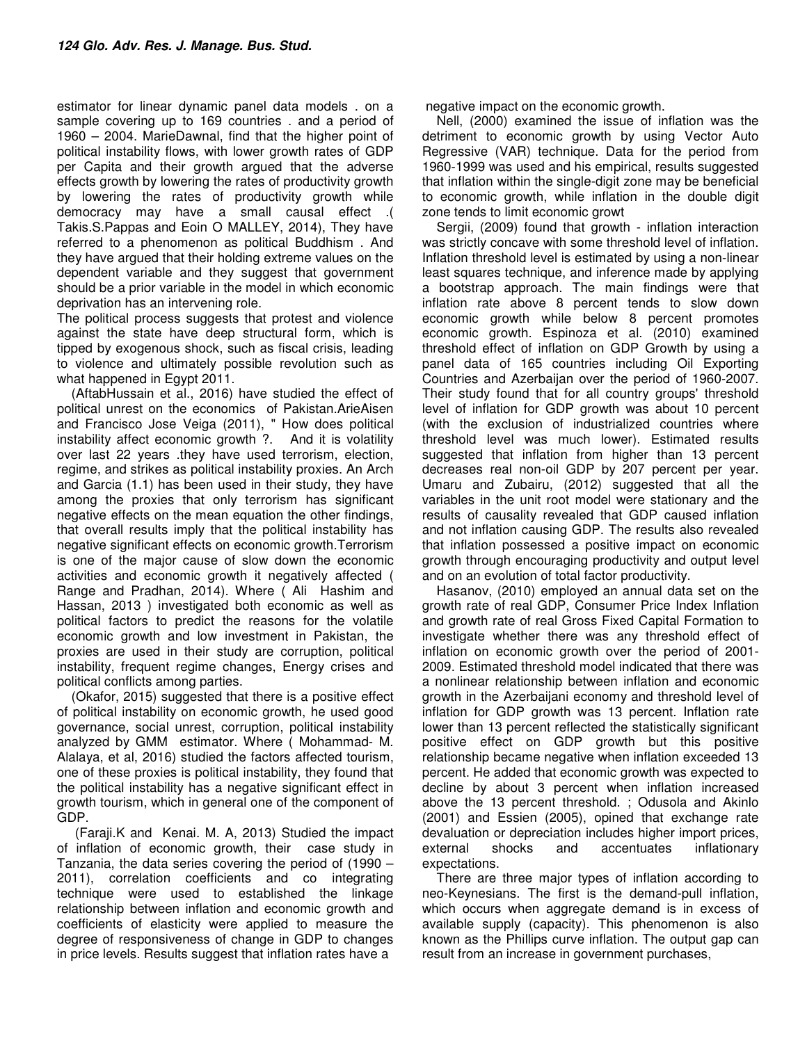estimator for linear dynamic panel data models . on a sample covering up to 169 countries . and a period of 1960 – 2004. MarieDawnal, find that the higher point of political instability flows, with lower growth rates of GDP per Capita and their growth argued that the adverse effects growth by lowering the rates of productivity growth by lowering the rates of productivity growth while democracy may have a small causal effect .( Takis.S.Pappas and Eoin O MALLEY, 2014), They have referred to a phenomenon as political Buddhism . And they have argued that their holding extreme values on the dependent variable and they suggest that government should be a prior variable in the model in which economic deprivation has an intervening role.

The political process suggests that protest and violence against the state have deep structural form, which is tipped by exogenous shock, such as fiscal crisis, leading to violence and ultimately possible revolution such as what happened in Egypt 2011.

(AftabHussain et al., 2016) have studied the effect of political unrest on the economics of Pakistan.ArieAisen and Francisco Jose Veiga (2011), " How does political instability affect economic growth ?. And it is volatility over last 22 years .they have used terrorism, election, regime, and strikes as political instability proxies. An Arch and Garcia (1.1) has been used in their study, they have among the proxies that only terrorism has significant negative effects on the mean equation the other findings, that overall results imply that the political instability has negative significant effects on economic growth.Terrorism is one of the major cause of slow down the economic activities and economic growth it negatively affected ( Range and Pradhan, 2014). Where ( Ali Hashim and Hassan, 2013 ) investigated both economic as well as political factors to predict the reasons for the volatile economic growth and low investment in Pakistan, the proxies are used in their study are corruption, political instability, frequent regime changes, Energy crises and political conflicts among parties.

(Okafor, 2015) suggested that there is a positive effect of political instability on economic growth, he used good governance, social unrest, corruption, political instability analyzed by GMM estimator. Where ( Mohammad- M. Alalaya, et al, 2016) studied the factors affected tourism, one of these proxies is political instability, they found that the political instability has a negative significant effect in growth tourism, which in general one of the component of GDP.

(Faraji.K and Kenai. M. A, 2013) Studied the impact of inflation of economic growth, their case study in Tanzania, the data series covering the period of (1990 – 2011), correlation coefficients and co integrating technique were used to established the linkage relationship between inflation and economic growth and coefficients of elasticity were applied to measure the degree of responsiveness of change in GDP to changes in price levels. Results suggest that inflation rates have a negative impact on the economic growth.

Nell, (2000) examined the issue of inflation was the detriment to economic growth by using Vector Auto Regressive (VAR) technique. Data for the period from 1960-1999 was used and his empirical, results suggested that inflation within the single-digit zone may be beneficial to economic growth, while inflation in the double digit zone tends to limit economic growt

Sergii, (2009) found that growth - inflation interaction was strictly concave with some threshold level of inflation. Inflation threshold level is estimated by using a non-linear least squares technique, and inference made by applying a bootstrap approach. The main findings were that inflation rate above 8 percent tends to slow down economic growth while below 8 percent promotes economic growth. Espinoza et al. (2010) examined threshold effect of inflation on GDP Growth by using a panel data of 165 countries including Oil Exporting Countries and Azerbaijan over the period of 1960-2007. Their study found that for all country groups' threshold level of inflation for GDP growth was about 10 percent (with the exclusion of industrialized countries where threshold level was much lower). Estimated results suggested that inflation from higher than 13 percent decreases real non-oil GDP by 207 percent per year. Umaru and Zubairu, (2012) suggested that all the variables in the unit root model were stationary and the results of causality revealed that GDP caused inflation and not inflation causing GDP. The results also revealed that inflation possessed a positive impact on economic growth through encouraging productivity and output level and on an evolution of total factor productivity.

Hasanov, (2010) employed an annual data set on the growth rate of real GDP, Consumer Price Index Inflation and growth rate of real Gross Fixed Capital Formation to investigate whether there was any threshold effect of inflation on economic growth over the period of 2001-2009. Estimated threshold model indicated that there was a nonlinear relationship between inflation and economic growth in the Azerbaijani economy and threshold level of inflation for GDP growth was 13 percent. Inflation rate lower than 13 percent reflected the statistically significant positive effect on GDP growth but this positive relationship became negative when inflation exceeded 13 percent. He added that economic growth was expected to decline by about 3 percent when inflation increased above the 13 percent threshold. ; Odusola and Akinlo (2001) and Essien (2005), opined that exchange rate devaluation or depreciation includes higher import prices, external shocks and accentuates inflationary expectations.

There are three major types of inflation according to neo-Keynesians. The first is the demand-pull inflation, which occurs when aggregate demand is in excess of available supply (capacity). This phenomenon is also known as the Phillips curve inflation. The output gap can result from an increase in government purchases,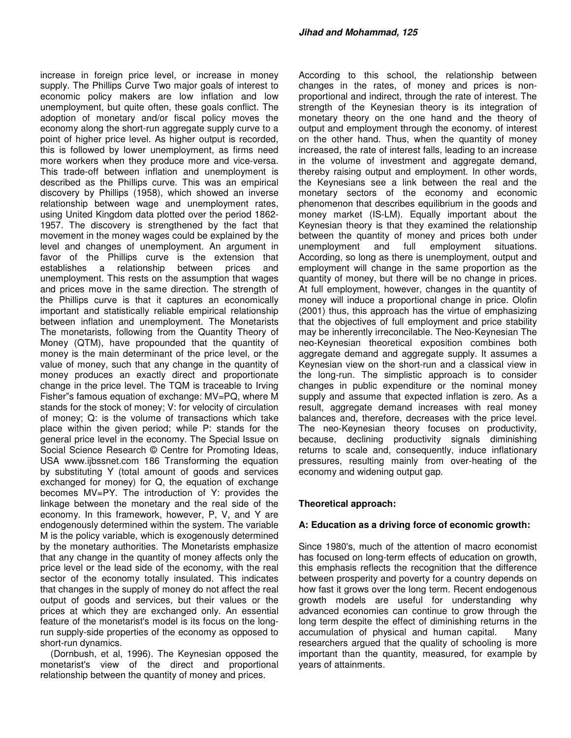increase in foreign price level, or increase in money supply. The Phillips Curve Two major goals of interest to economic policy makers are low inflation and low unemployment, but quite often, these goals conflict. The adoption of monetary and/or fiscal policy moves the economy along the short-run aggregate supply curve to a point of higher price level. As higher output is recorded, this is followed by lower unemployment, as firms need more workers when they produce more and vice-versa. This trade-off between inflation and unemployment is described as the Phillips curve. This was an empirical discovery by Phillips (1958), which showed an inverse relationship between wage and unemployment rates, using United Kingdom data plotted over the period 1862-1957. The discovery is strengthened by the fact that movement in the money wages could be explained by the level and changes of unemployment. An argument in favor of the Phillips curve is the extension that establishes a relationship between prices and unemployment. This rests on the assumption that wages and prices move in the same direction. The strength of the Phillips curve is that it captures an economically important and statistically reliable empirical relationship between inflation and unemployment. The Monetarists The monetarists, following from the Quantity Theory of Money (QTM), have propounded that the quantity of money is the main determinant of the price level, or the value of money, such that any change in the quantity of money produces an exactly direct and proportionate change in the price level. The TQM is traceable to Irving Fisher"s famous equation of exchange: MV=PQ, where M stands for the stock of money; V: for velocity of circulation of money; Q: is the volume of transactions which take place within the given period; while P: stands for the general price level in the economy. The Special Issue on Social Science Research © Centre for Promoting Ideas, USA www.ijbssnet.com 186 Transforming the equation by substituting Y (total amount of goods and services exchanged for money) for Q, the equation of exchange becomes MV=PY. The introduction of Y: provides the linkage between the monetary and the real side of the economy. In this framework, however, P, V, and Y are endogenously determined within the system. The variable M is the policy variable, which is exogenously determined by the monetary authorities. The Monetarists emphasize that any change in the quantity of money affects only the price level or the lead side of the economy, with the real sector of the economy totally insulated. This indicates that changes in the supply of money do not affect the real output of goods and services, but their values or the prices at which they are exchanged only. An essential feature of the monetarist's model is its focus on the long-run supply-side properties of the economy as opposed to short-run dynamics.

(Dornbush, et al, 1996). The Keynesian opposed the monetarist's view of the direct and proportional relationship between the quantity of money and prices. According to this school, the relationship between changes in the rates, of money and prices is non-proportional and indirect, through the rate of interest. The strength of the Keynesian theory is its integration of monetary theory on the one hand and the theory of output and employment through the economy. of interest on the other hand. Thus, when the quantity of money increased, the rate of interest falls, leading to an increase in the volume of investment and aggregate demand, thereby raising output and employment. In other words, the Keynesians see a link between the real and the monetary sectors of the economy and economic phenomenon that describes equilibrium in the goods and money market (IS-LM). Equally important about the Keynesian theory is that they examined the relationship between the quantity of money and prices both under unemployment and full employment situations. According, so long as there is unemployment, output and employment will change in the same proportion as the quantity of money, but there will be no change in prices. At full employment, however, changes in the quantity of money will induce a proportional change in price. Olofin (2001) thus, this approach has the virtue of emphasizing that the objectives of full employment and price stability may be inherently irreconcilable. The Neo-Keynesian The neo-Keynesian theoretical exposition combines both aggregate demand and aggregate supply. It assumes a Keynesian view on the short-run and a classical view in the long-run. The simplistic approach is to consider changes in public expenditure or the nominal money supply and assume that expected inflation is zero. As a result, aggregate demand increases with real money balances and, therefore, decreases with the price level. The neo-Keynesian theory focuses on productivity, because, declining productivity signals diminishing returns to scale and, consequently, induce inflationary pressures, resulting mainly from over-heating of the economy and widening output gap.

## Theoretical approach:

### A: Education as a driving force of economic growth:

Since 1980's, much of the attention of macro economist has focused on long-term effects of education on growth, this emphasis reflects the recognition that the difference between prosperity and poverty for a country depends on how fast it grows over the long term. Recent endogenous growth models are useful for understanding why advanced economies can continue to grow through the long term despite the effect of diminishing returns in the accumulation of physical and human capital. Many researchers argued that the quality of schooling is more important than the quantity, measured, for example by years of attainments.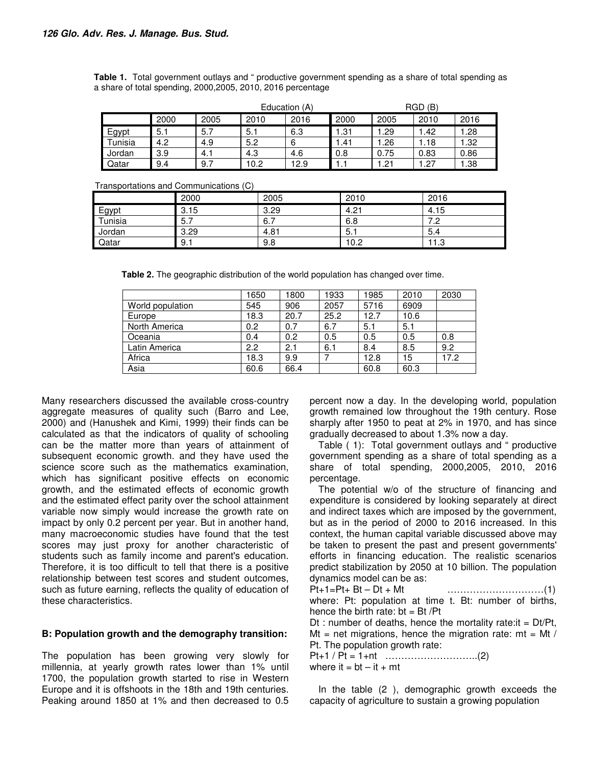**Table 1.** Total government outlays and " productive government spending as a share of total spending as a share of total spending, 2000,2005, 2010, 2016 percentage

| | Education (A) | | | | RGD (B) | | | |
|---|---|---|---|---|---|---|---|---|
| | 2000 | 2005 | 2010 | 2016 | 2000 | 2005 | 2010 | 2016 |
| Egypt | 5.1 | 5.7 | 5.1 | 6.3 | 1.31 | 1.29 | 1.42 | 1.28 |
| Tunisia | 4.2 | 4.9 | 5.2 | 6 | 1.41 | 1.26 | 1.18 | 1.32 |
| Jordan | 3.9 | 4.1 | 4.3 | 4.6 | 0.8 | 0.75 | 0.83 | 0.86 |
| Qatar | 9.4 | 9.7 | 10.2 | 12.9 | 1.1 | 1.21 | 1.27 | 1.38 |

Transportations and Communications (C)

| | 2000 | 2005 | 2010 | 2016 |
|---|---|---|---|---|
| Egypt | 3.15 | 3.29 | 4.21 | 4.15 |
| Tunisia | 5.7 | 6.7 | 6.8 | 7.2 |
| Jordan | 3.29 | 4.81 | 5.1 | 5.4 |
| Qatar | 9.1 | 9.8 | 10.2 | 11.3 |

**Table 2.** The geographic distribution of the world population has changed over time.

| | 1650 | 1800 | 1933 | 1985 | 2010 | 2030 |
|---|---|---|---|---|---|---|
| World population | 545 | 906 | 2057 | 5716 | 6909 | |
| Europe | 18.3 | 20.7 | 25.2 | 12.7 | 10.6 | |
| North America | 0.2 | 0.7 | 6.7 | 5.1 | 5.1 | |
| Oceania | 0.4 | 0.2 | 0.5 | 0.5 | 0.5 | 0.8 |
| Latin America | 2.2 | 2.1 | 6.1 | 8.4 | 8.5 | 9.2 |
| Africa | 18.3 | 9.9 | 7 | 12.8 | 15 | 17.2 |
| Asia | 60.6 | 66.4 | | 60.8 | 60.3 | |

Many researchers discussed the available cross-country aggregate measures of quality such (Barro and Lee, 2000) and (Hanushek and Kimi, 1999) their finds can be calculated as that the indicators of quality of schooling can be the matter more than years of attainment of subsequent economic growth. and they have used the science score such as the mathematics examination, which has significant positive effects on economic growth, and the estimated effects of economic growth and the estimated effect parity over the school attainment variable now simply would increase the growth rate on impact by only 0.2 percent per year. But in another hand, many macroeconomic studies have found that the test scores may just proxy for another characteristic of students such as family income and parent's education. Therefore, it is too difficult to tell that there is a positive relationship between test scores and student outcomes, such as future earning, reflects the quality of education of these characteristics.

### B: Population growth and the demography transition:

The population has been growing very slowly for millennia, at yearly growth rates lower than 1% until 1700, the population growth started to rise in Western Europe and it is offshoots in the 18th and 19th centuries. Peaking around 1850 at 1% and then decreased to 0.5 percent now a day. In the developing world, population growth remained low throughout the 19th century. Rose sharply after 1950 to peat at 2% in 1970, and has since gradually decreased to about 1.3% now a day.

Table ( 1): Total government outlays and " productive government spending as a share of total spending as a share of total spending, 2000,2005, 2010, 2016 percentage.

The potential w/o of the structure of financing and expenditure is considered by looking separately at direct and indirect taxes which are imposed by the government, but as in the period of 2000 to 2016 increased. In this context, the human capital variable discussed above may be taken to present the past and present governments' efforts in financing education. The realistic scenarios predict stabilization by 2050 at 10 billion. The population dynamics model can be as:

$$P_{t+1}=P_t+ B_t - D_t + M_t \quad \text{..............................(1)}$$

where: $P_t$: population at time t. $B_t$: number of births, hence the birth rate: $b_t = B_t / P_t$

$D_t$ : number of deaths, hence the mortality rate:$i_t = D_t/P_t$, $M_t$ = net migrations, hence the migration rate: $m_t = M_t / P_t$. The population growth rate:

$$P_{t+1} / P_t = 1+n_t \quad \text{............................(2)}$$

where $i_t = b_t - i_t + m_t$

In the table (2 ), demographic growth exceeds the capacity of agriculture to sustain a growing population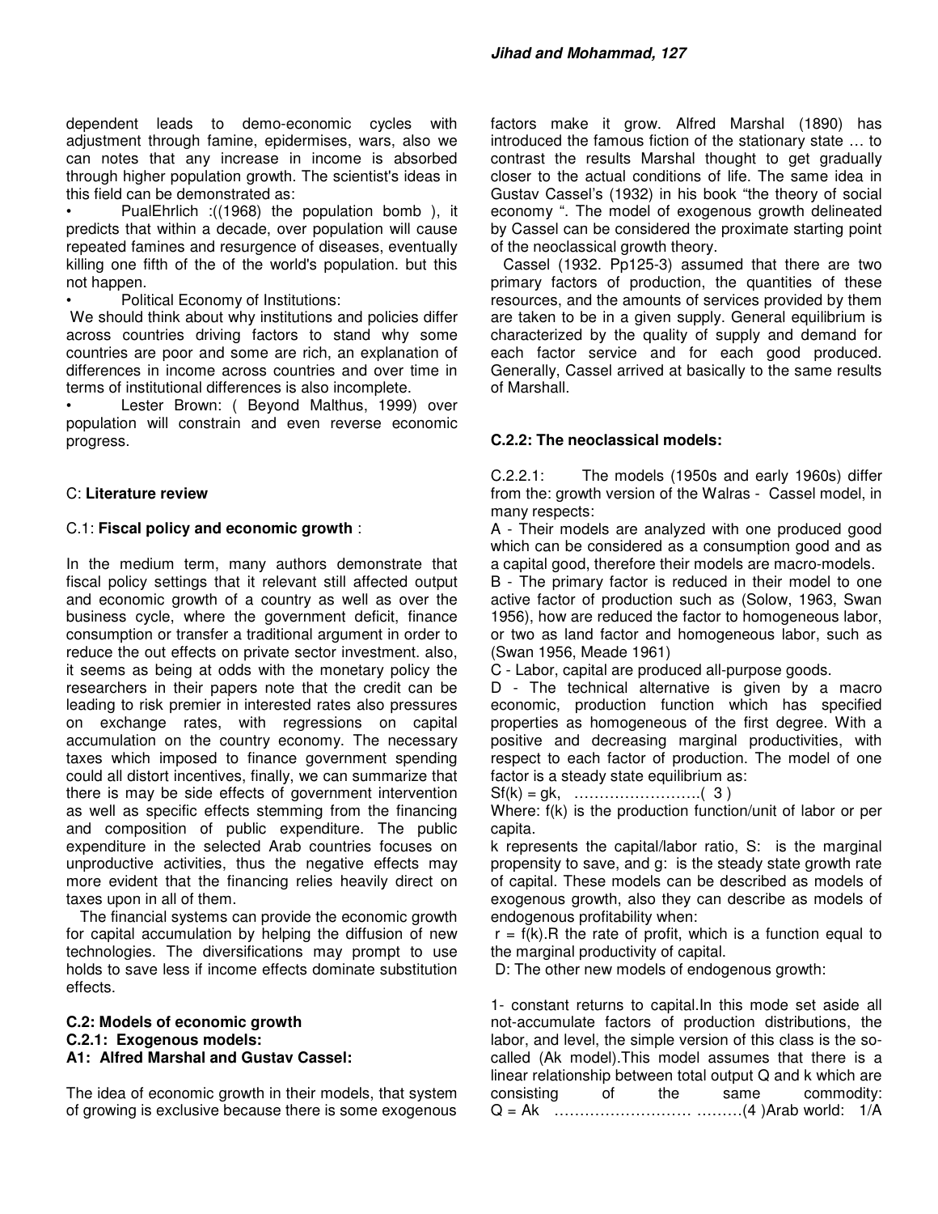dependent leads to demo-economic cycles with adjustment through famine, epidermises, wars, also we can notes that any increase in income is absorbed through higher population growth. The scientist's ideas in this field can be demonstrated as:

- PualEhrlich :((1968) the population bomb ), it predicts that within a decade, over population will cause repeated famines and resurgence of diseases, eventually killing one fifth of the of the world's population. but this not happen.
- Political Economy of Institutions:

We should think about why institutions and policies differ across countries driving factors to stand why some countries are poor and some are rich, an explanation of differences in income across countries and over time in terms of institutional differences is also incomplete.

- Lester Brown: ( Beyond Malthus, 1999) over population will constrain and even reverse economic progress.

## C: **Literature review**

### C.1: **Fiscal policy and economic growth** :

In the medium term, many authors demonstrate that fiscal policy settings that it relevant still affected output and economic growth of a country as well as over the business cycle, where the government deficit, finance consumption or transfer a traditional argument in order to reduce the out effects on private sector investment. also, it seems as being at odds with the monetary policy the researchers in their papers note that the credit can be leading to risk premier in interested rates also pressures on exchange rates, with regressions on capital accumulation on the country economy. The necessary taxes which imposed to finance government spending could all distort incentives, finally, we can summarize that there is may be side effects of government intervention as well as specific effects stemming from the financing and composition of public expenditure. The public expenditure in the selected Arab countries focuses on unproductive activities, thus the negative effects may more evident that the financing relies heavily direct on taxes upon in all of them.

The financial systems can provide the economic growth for capital accumulation by helping the diffusion of new technologies. The diversifications may prompt to use holds to save less if income effects dominate substitution effects.

### C.2: Models of economic growth

#### C.2.1: Exogenous models:

#### A1: Alfred Marshal and Gustav Cassel:

The idea of economic growth in their models, that system of growing is exclusive because there is some exogenous factors make it grow. Alfred Marshal (1890) has introduced the famous fiction of the stationary state … to contrast the results Marshal thought to get gradually closer to the actual conditions of life. The same idea in Gustav Cassel's (1932) in his book "the theory of social economy ". The model of exogenous growth delineated by Cassel can be considered the proximate starting point of the neoclassical growth theory.

Cassel (1932. Pp125-3) assumed that there are two primary factors of production, the quantities of these resources, and the amounts of services provided by them are taken to be in a given supply. General equilibrium is characterized by the quality of supply and demand for each factor service and for each good produced. Generally, Cassel arrived at basically to the same results of Marshall.

#### C.2.2: The neoclassical models:

C.2.2.1: The models (1950s and early 1960s) differ from the: growth version of the Walras - Cassel model, in many respects:

A - Their models are analyzed with one produced good which can be considered as a consumption good and as a capital good, therefore their models are macro-models.

B - The primary factor is reduced in their model to one active factor of production such as (Solow, 1963, Swan 1956), how are reduced the factor to homogeneous labor, or two as land factor and homogeneous labor, such as (Swan 1956, Meade 1961)

C - Labor, capital are produced all-purpose goods.

D - The technical alternative is given by a macro economic, production function which has specified properties as homogeneous of the first degree. With a positive and decreasing marginal productivities, with respect to each factor of production. The model of one factor is a steady state equilibrium as:

$Sf(k) = gk$, ……………………..( 3 )

Where: $f(k)$ is the production function/unit of labor or per capita.

k represents the capital/labor ratio, S: is the marginal propensity to save, and g: is the steady state growth rate of capital. These models can be described as models of exogenous growth, also they can describe as models of endogenous profitability when:

$r = f(k)$.R the rate of profit, which is a function equal to the marginal productivity of capital.

D: The other new models of endogenous growth:

1- constant returns to capital.In this mode set aside all not-accumulate factors of production distributions, the labor, and level, the simple version of this class is the so-called (Ak model).This model assumes that there is a linear relationship between total output Q and k which are consisting of the same commodity:

$Q = Ak$ ……………………… ………(4 )Arab world: 1/A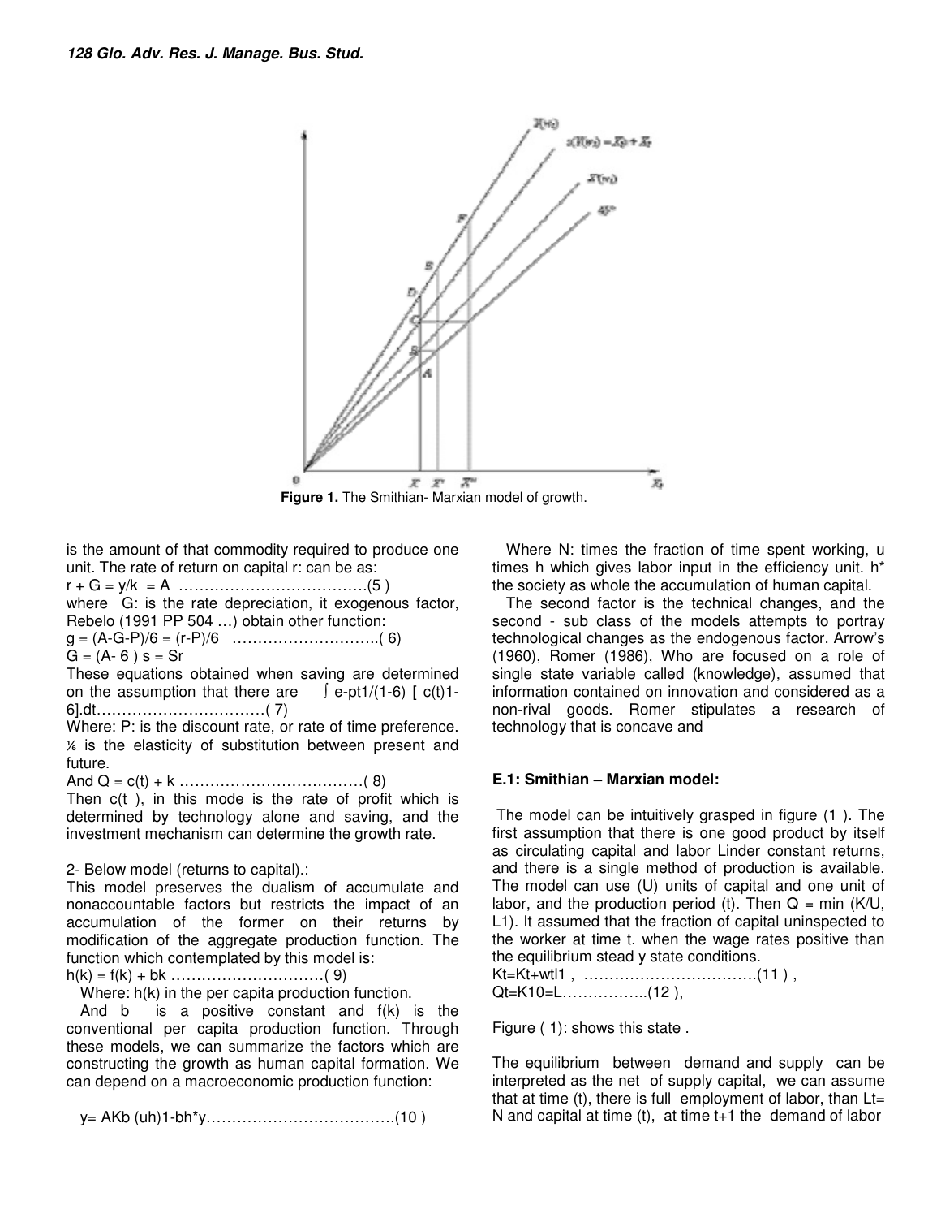Figure 1. The Smithian- Marxian model of growth.

is the amount of that commodity required to produce one unit. The rate of return on capital r: can be as:

$r + G = y/k = A$ ……………………………….(5 )

where G: is the rate depreciation, it exogenous factor, Rebelo (1991 PP 504 …) obtain other function:

$g = (A\text{-}G\text{-}P)/6 = (r\text{-}P)/6$ ………………………..( 6)

$G = (A\text{- } 6 )\ s = Sr$

These equations obtained when saving are determined on the assumption that there are $\int$ e-pt1/(1-6) [ c(t)1-6].dt……………………………( 7)

Where: P: is the discount rate, or rate of time preference. ⅙ is the elasticity of substitution between present and future.

And $Q = c(t) + k$ ………………………………( 8)

Then c(t ), in this mode is the rate of profit which is determined by technology alone and saving, and the investment mechanism can determine the growth rate.

2- Below model (returns to capital).:

This model preserves the dualism of accumulate and nonaccountable factors but restricts the impact of an accumulation of the former on their returns by modification of the aggregate production function. The function which contemplated by this model is:

$h(k) = f(k) + bk$ …………………………( 9)

Where: h(k) in the per capita production function.

And b is a positive constant and f(k) is the conventional per capita production function. Through these models, we can summarize the factors which are constructing the growth as human capital formation. We can depend on a macroeconomic production function:

y= AKb (uh)1-bh*y……………………………….(10 )

Where N: times the fraction of time spent working, u times h which gives labor input in the efficiency unit. h* the society as whole the accumulation of human capital.

The second factor is the technical changes, and the second - sub class of the models attempts to portray technological changes as the endogenous factor. Arrow's (1960), Romer (1986), Who are focused on a role of single state variable called (knowledge), assumed that information contained on innovation and considered as a non-rival goods. Romer stipulates a research of technology that is concave and

**E.1: Smithian – Marxian model:**

The model can be intuitively grasped in figure (1 ). The first assumption that there is one good product by itself as circulating capital and labor Linder constant returns, and there is a single method of production is available. The model can use (U) units of capital and one unit of labor, and the production period (t). Then Q = min (K/U, L1). It assumed that the fraction of capital uninspected to the worker at time t. when the wage rates positive than the equilibrium stead y state conditions.

Kt=Kt+wtl1 , …………………………….(11 ) ,

Qt=K10=L……………..(12 ),

Figure ( 1): shows this state .

The equilibrium between demand and supply can be interpreted as the net of supply capital, we can assume that at time (t), there is full employment of labor, than Lt= N and capital at time (t), at time t+1 the demand of labor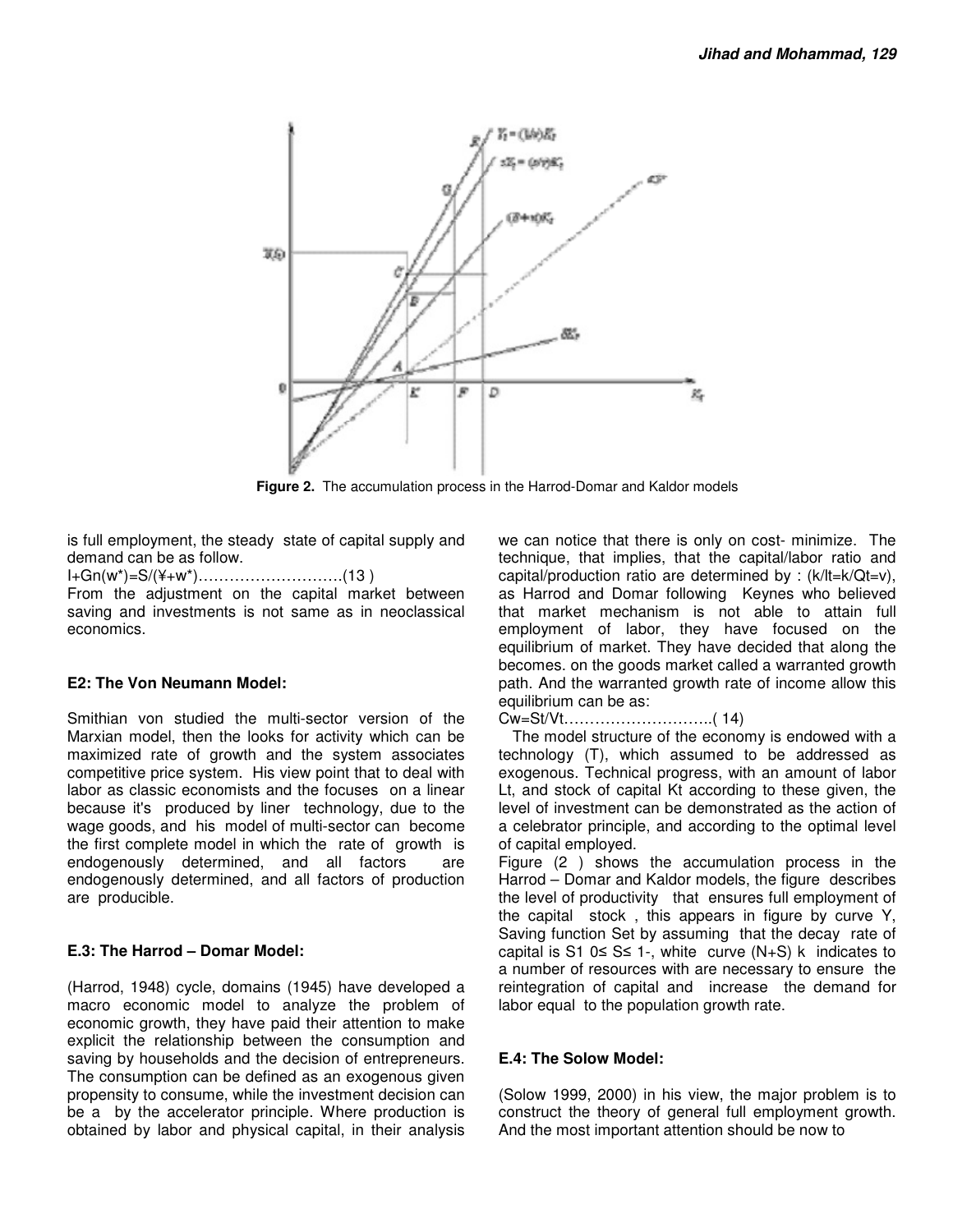Figure 2. The accumulation process in the Harrod-Domar and Kaldor models

is full employment, the steady state of capital supply and demand can be as follow.

I+Gn(w*)=S/(¥+w*)……………………….(13 )

From the adjustment on the capital market between saving and investments is not same as in neoclassical economics.

**E2: The Von Neumann Model:**

Smithian von studied the multi-sector version of the Marxian model, then the looks for activity which can be maximized rate of growth and the system associates competitive price system. His view point that to deal with labor as classic economists and the focuses on a linear because it's produced by liner technology, due to the wage goods, and his model of multi-sector can become the first complete model in which the rate of growth is endogenously determined, and all factors are endogenously determined, and all factors of production are producible.

**E.3: The Harrod – Domar Model:**

(Harrod, 1948) cycle, domains (1945) have developed a macro economic model to analyze the problem of economic growth, they have paid their attention to make explicit the relationship between the consumption and saving by households and the decision of entrepreneurs. The consumption can be defined as an exogenous given propensity to consume, while the investment decision can be a by the accelerator principle. Where production is obtained by labor and physical capital, in their analysis we can notice that there is only on cost- minimize. The technique, that implies, that the capital/labor ratio and capital/production ratio are determined by : (k/lt=k/Qt=v), as Harrod and Domar following Keynes who believed that market mechanism is not able to attain full employment of labor, they have focused on the equilibrium of market. They have decided that along the becomes. on the goods market called a warranted growth path. And the warranted growth rate of income allow this equilibrium can be as:

Cw=St/Vt………………………..( 14)

The model structure of the economy is endowed with a technology (T), which assumed to be addressed as exogenous. Technical progress, with an amount of labor Lt, and stock of capital Kt according to these given, the level of investment can be demonstrated as the action of a celebrator principle, and according to the optimal level of capital employed.

Figure (2 ) shows the accumulation process in the Harrod – Domar and Kaldor models, the figure describes the level of productivity that ensures full employment of the capital stock , this appears in figure by curve Y, Saving function Set by assuming that the decay rate of capital is S1 0≤ S≤ 1-, white curve (N+S) k indicates to a number of resources with are necessary to ensure the reintegration of capital and increase the demand for labor equal to the population growth rate.

**E.4: The Solow Model:**

(Solow 1999, 2000) in his view, the major problem is to construct the theory of general full employment growth. And the most important attention should be now to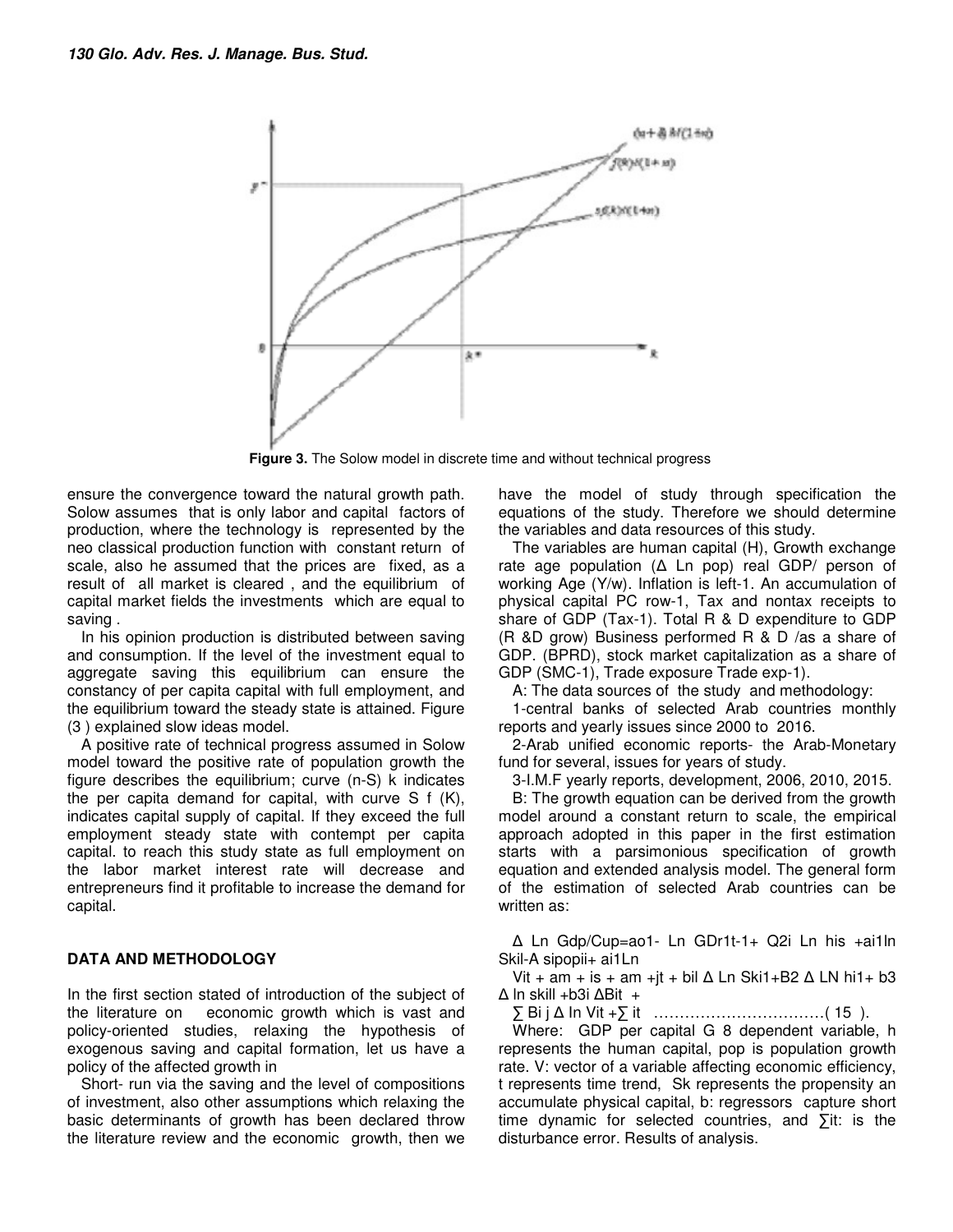Figure 3. The Solow model in discrete time and without technical progress

ensure the convergence toward the natural growth path. Solow assumes that is only labor and capital factors of production, where the technology is represented by the neo classical production function with constant return of scale, also he assumed that the prices are fixed, as a result of all market is cleared , and the equilibrium of capital market fields the investments which are equal to saving .

In his opinion production is distributed between saving and consumption. If the level of the investment equal to aggregate saving this equilibrium can ensure the constancy of per capita capital with full employment, and the equilibrium toward the steady state is attained. Figure (3 ) explained slow ideas model.

A positive rate of technical progress assumed in Solow model toward the positive rate of population growth the figure describes the equilibrium; curve (n-S) k indicates the per capita demand for capital, with curve S f (K), indicates capital supply of capital. If they exceed the full employment steady state with contempt per capita capital. to reach this study state as full employment on the labor market interest rate will decrease and entrepreneurs find it profitable to increase the demand for capital.

## DATA AND METHODOLOGY

In the first section stated of introduction of the subject of the literature on economic growth which is vast and policy-oriented studies, relaxing the hypothesis of exogenous saving and capital formation, let us have a policy of the affected growth in

Short- run via the saving and the level of compositions of investment, also other assumptions which relaxing the basic determinants of growth has been declared throw the literature review and the economic growth, then we have the model of study through specification the equations of the study. Therefore we should determine the variables and data resources of this study.

The variables are human capital (H), Growth exchange rate age population (Δ Ln pop) real GDP/ person of working Age (Y/w). Inflation is left-1. An accumulation of physical capital PC row-1, Tax and nontax receipts to share of GDP (Tax-1). Total R & D expenditure to GDP (R &D grow) Business performed R & D /as a share of GDP. (BPRD), stock market capitalization as a share of GDP (SMC-1), Trade exposure Trade exp-1).

A: The data sources of the study and methodology:

1-central banks of selected Arab countries monthly reports and yearly issues since 2000 to 2016.

2-Arab unified economic reports- the Arab-Monetary fund for several, issues for years of study.

3-I.M.F yearly reports, development, 2006, 2010, 2015.

B: The growth equation can be derived from the growth model around a constant return to scale, the empirical approach adopted in this paper in the first estimation starts with a parsimonious specification of growth equation and extended analysis model. The general form of the estimation of selected Arab countries can be written as:

Δ Ln Gdp/Cup=ao1- Ln GDr1t-1+ Q2i Ln his +ai1ln Skil-A sipopii+ ai1Ln

Vit + am + is + am +jt + bil Δ Ln Ski1+B2 Δ LN hi1+ b3 Δ ln skill +b3i ΔBit +

∑ Bi j Δ ln Vit +∑ it ……………………………( 15 ).

Where: GDP per capital G 8 dependent variable, h represents the human capital, pop is population growth rate. V: vector of a variable affecting economic efficiency, t represents time trend, Sk represents the propensity an accumulate physical capital, b: regressors capture short time dynamic for selected countries, and ∑it: is the disturbance error. Results of analysis.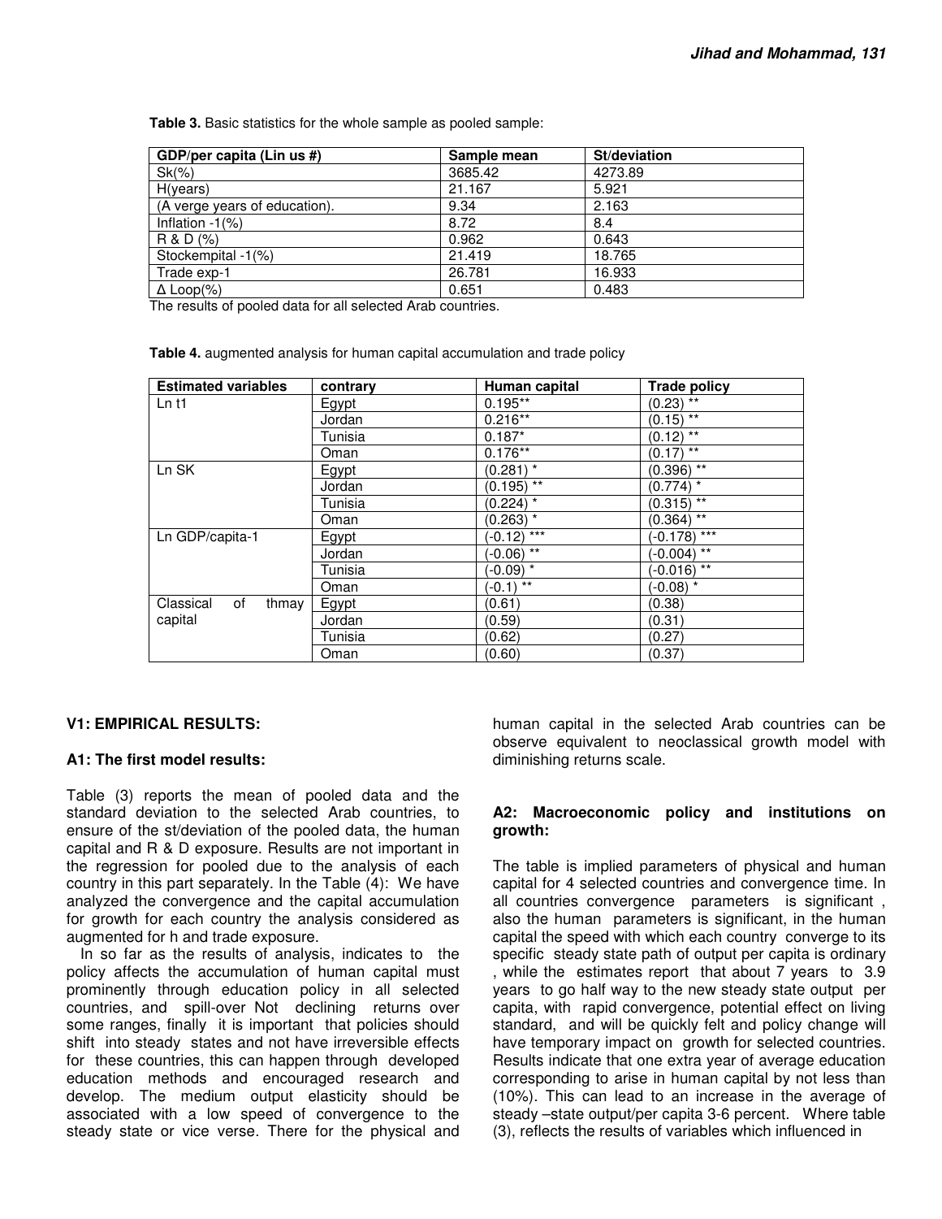**Table 3.** Basic statistics for the whole sample as pooled sample:

| GDP/per capita (Lin us #) | Sample mean | St/deviation |
|---|---|---|
| Sk(%) | 3685.42 | 4273.89 |
| H(years) | 21.167 | 5.921 |
| (A verge years of education). | 9.34 | 2.163 |
| Inflation -1(%) | 8.72 | 8.4 |
| R & D (%) | 0.962 | 0.643 |
| Stockempital -1(%) | 21.419 | 18.765 |
| Trade exp-1 | 26.781 | 16.933 |
| Δ Loop(%) | 0.651 | 0.483 |

The results of pooled data for all selected Arab countries.

**Table 4.** augmented analysis for human capital accumulation and trade policy

| Estimated variables | contrary | Human capital | Trade policy |
|---|---|---|---|
| Ln t1 | Egypt | 0.195** | (0.23) ** |
| | Jordan | 0.216** | (0.15) ** |
| | Tunisia | 0.187* | (0.12) ** |
| | Oman | 0.176** | (0.17) ** |
| Ln SK | Egypt | (0.281) * | (0.396) ** |
| | Jordan | (0.195) ** | (0.774) * |
| | Tunisia | (0.224) * | (0.315) ** |
| | Oman | (0.263) * | (0.364) ** |
| Ln GDP/capita-1 | Egypt | (-0.12) *** | (-0.178) *** |
| | Jordan | (-0.06) ** | (-0.004) ** |
| | Tunisia | (-0.09) * | (-0.016) ** |
| | Oman | (-0.1) ** | (-0.08) * |
| Classical of thmay capital | Egypt | (0.61) | (0.38) |
| | Jordan | (0.59) | (0.31) |
| | Tunisia | (0.62) | (0.27) |
| | Oman | (0.60) | (0.37) |

## V1: EMPIRICAL RESULTS:

### A1: The first model results:

Table (3) reports the mean of pooled data and the standard deviation to the selected Arab countries, to ensure of the st/deviation of the pooled data, the human capital and R & D exposure. Results are not important in the regression for pooled due to the analysis of each country in this part separately. In the Table (4): We have analyzed the convergence and the capital accumulation for growth for each country the analysis considered as augmented for h and trade exposure.

In so far as the results of analysis, indicates to the policy affects the accumulation of human capital must prominently through education policy in all selected countries, and spill-over Not declining returns over some ranges, finally it is important that policies should shift into steady states and not have irreversible effects for these countries, this can happen through developed education methods and encouraged research and develop. The medium output elasticity should be associated with a low speed of convergence to the steady state or vice verse. There for the physical and human capital in the selected Arab countries can be observe equivalent to neoclassical growth model with diminishing returns scale.

### A2: Macroeconomic policy and institutions on growth:

The table is implied parameters of physical and human capital for 4 selected countries and convergence time. In all countries convergence parameters is significant , also the human parameters is significant, in the human capital the speed with which each country converge to its specific steady state path of output per capita is ordinary , while the estimates report that about 7 years to 3.9 years to go half way to the new steady state output per capita, with rapid convergence, potential effect on living standard, and will be quickly felt and policy change will have temporary impact on growth for selected countries. Results indicate that one extra year of average education corresponding to arise in human capital by not less than (10%). This can lead to an increase in the average of steady –state output/per capita 3-6 percent. Where table (3), reflects the results of variables which influenced in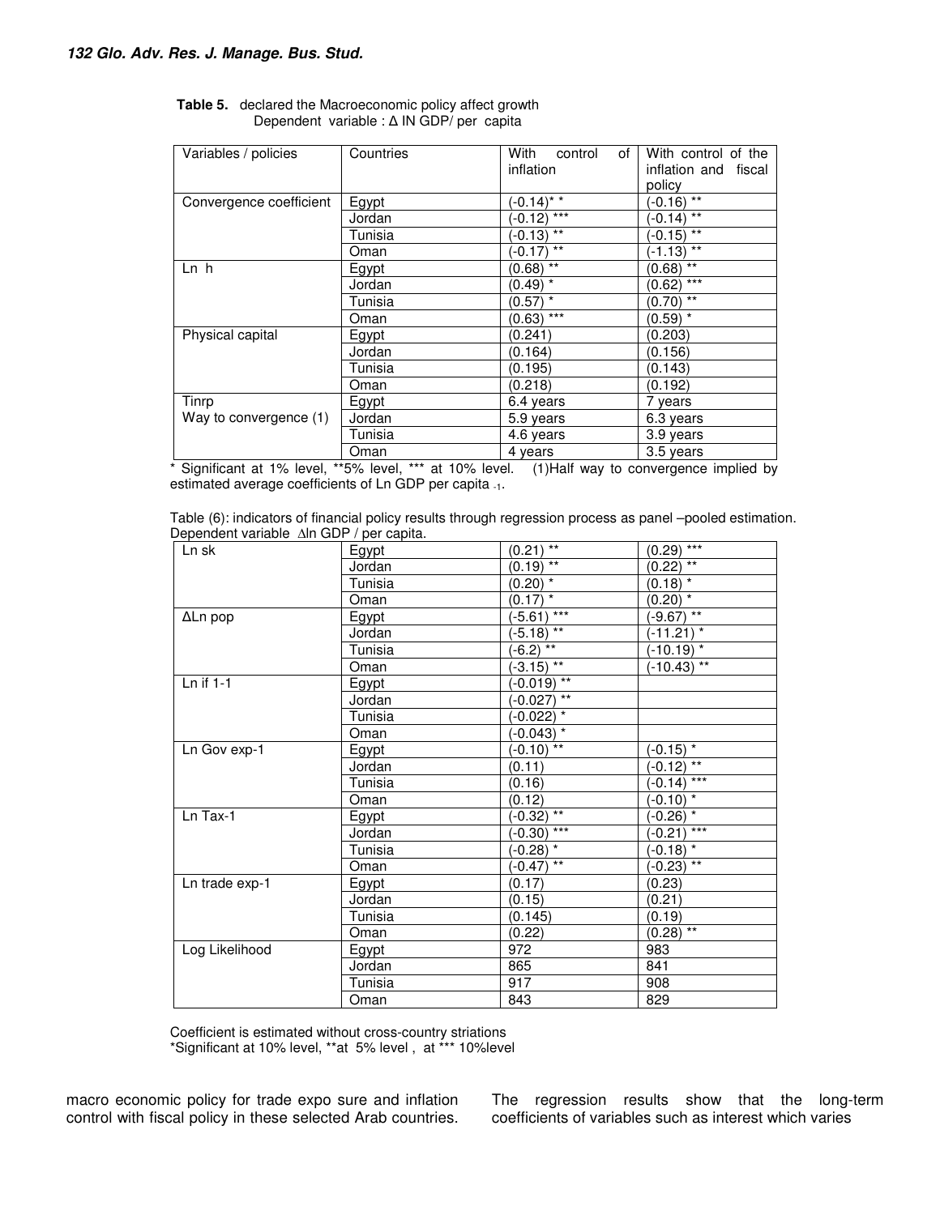**Table 5.** declared the Macroeconomic policy affect growth
Dependent variable : Δ IN GDP/ per capita

| Variables / policies | Countries | With control of inflation | With control of the inflation and fiscal policy |
|---|---|---|---|
| Convergence coefficient | Egypt | (-0.14)* * | (-0.16) ** |
| | Jordan | (-0.12) *** | (-0.14) ** |
| | Tunisia | (-0.13) ** | (-0.15) ** |
| | Oman | (-0.17) ** | (-1.13) ** |
| Ln h | Egypt | (0.68) ** | (0.68) ** |
| | Jordan | (0.49) * | (0.62) *** |
| | Tunisia | (0.57) * | (0.70) ** |
| | Oman | (0.63) *** | (0.59) * |
| Physical capital | Egypt | (0.241) | (0.203) |
| | Jordan | (0.164) | (0.156) |
| | Tunisia | (0.195) | (0.143) |
| | Oman | (0.218) | (0.192) |
| Tinrp Way to convergence (1) | Egypt | 6.4 years | 7 years |
| | Jordan | 5.9 years | 6.3 years |
| | Tunisia | 4.6 years | 3.9 years |
| | Oman | 4 years | 3.5 years |

* Significant at 1% level, **5% level, *** at 10% level. (1)Half way to convergence implied by estimated average coefficients of Ln GDP per capita $_{-1}$.

Table (6): indicators of financial policy results through regression process as panel –pooled estimation. Dependent variable ΔIn GDP / per capita.

| Variables | Countries | With control of inflation | With control of the inflation and fiscal policy |
|---|---|---|---|
| Ln sk | Egypt | (0.21) ** | (0.29) *** |
| | Jordan | (0.19) ** | (0.22) ** |
| | Tunisia | (0.20) * | (0.18) * |
| | Oman | (0.17) * | (0.20) * |
| ΔLn pop | Egypt | (-5.61) *** | (-9.67) ** |
| | Jordan | (-5.18) ** | (-11.21) * |
| | Tunisia | (-6.2) ** | (-10.19) * |
| | Oman | (-3.15) ** | (-10.43) ** |
| Ln if 1-1 | Egypt | (-0.019) ** | |
| | Jordan | (-0.027) ** | |
| | Tunisia | (-0.022) * | |
| | Oman | (-0.043) * | |
| Ln Gov exp-1 | Egypt | (-0.10) ** | (-0.15) * |
| | Jordan | (0.11) | (-0.12) ** |
| | Tunisia | (0.16) | (-0.14) *** |
| | Oman | (0.12) | (-0.10) * |
| Ln Tax-1 | Egypt | (-0.32) ** | (-0.26) * |
| | Jordan | (-0.30) *** | (-0.21) *** |
| | Tunisia | (-0.28) * | (-0.18) * |
| | Oman | (-0.47) ** | (-0.23) ** |
| Ln trade exp-1 | Egypt | (0.17) | (0.23) |
| | Jordan | (0.15) | (0.21) |
| | Tunisia | (0.145) | (0.19) |
| | Oman | (0.22) | (0.28) ** |
| Log Likelihood | Egypt | 972 | 983 |
| | Jordan | 865 | 841 |
| | Tunisia | 917 | 908 |
| | Oman | 843 | 829 |

Coefficient is estimated without cross-country striations
*Significant at 10% level, **at 5% level , at *** 10%level

macro economic policy for trade expo sure and inflation control with fiscal policy in these selected Arab countries.

The regression results show that the long-term coefficients of variables such as interest which varies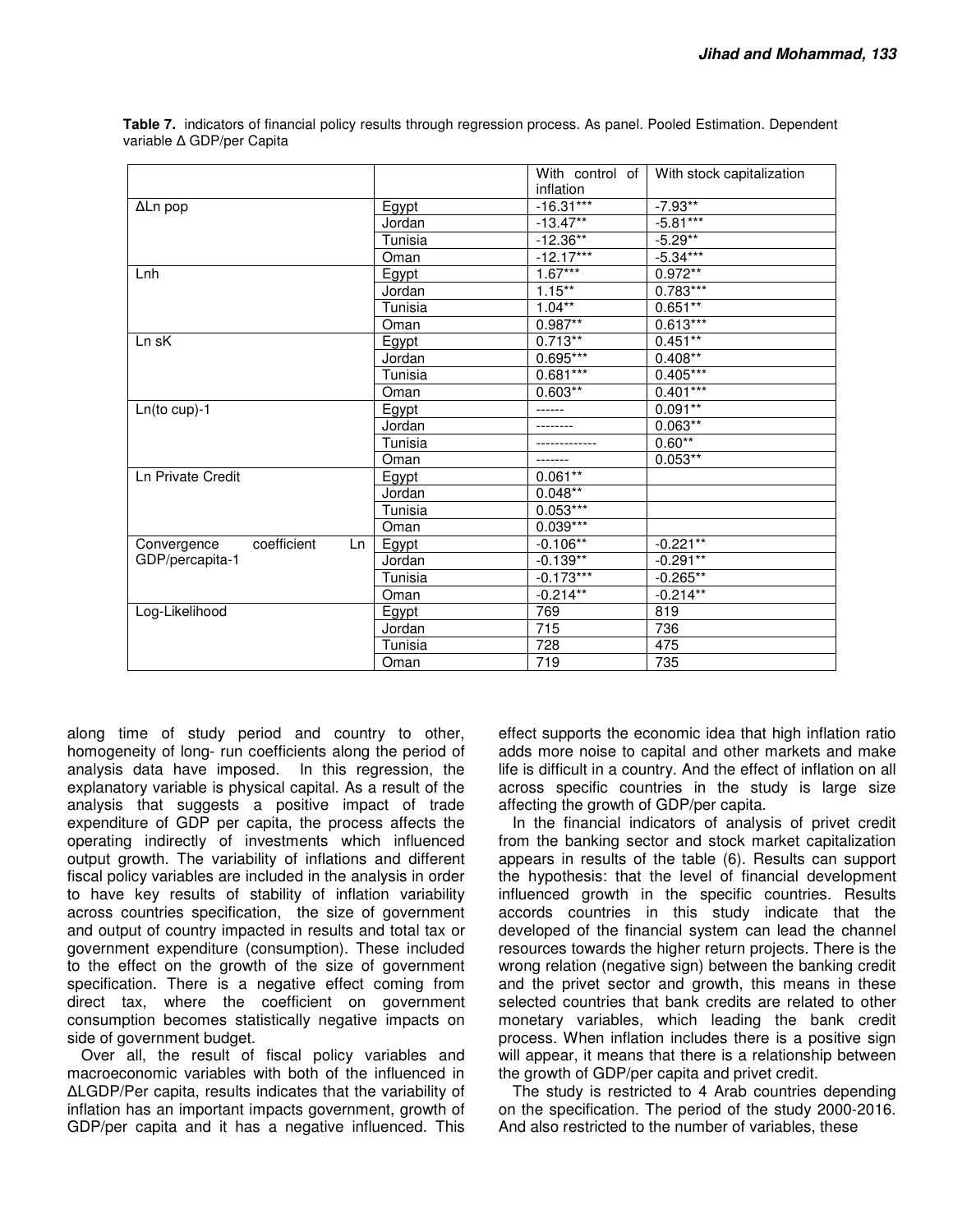**Table 7.** indicators of financial policy results through regression process. As panel. Pooled Estimation. Dependent variable Δ GDP/per Capita

| | | With control of inflation | With stock capitalization |
|---|---|---|---|
| ΔLn pop | Egypt | -16.31*** | -7.93** |
| | Jordan | -13.47** | -5.81*** |
| | Tunisia | -12.36** | -5.29** |
| | Oman | -12.17*** | -5.34*** |
| Lnh | Egypt | 1.67*** | 0.972** |
| | Jordan | 1.15** | 0.783*** |
| | Tunisia | 1.04** | 0.651** |
| | Oman | 0.987** | 0.613*** |
| Ln sK | Egypt | 0.713** | 0.451** |
| | Jordan | 0.695*** | 0.408** |
| | Tunisia | 0.681*** | 0.405*** |
| | Oman | 0.603** | 0.401*** |
| Ln(to cup)-1 | Egypt | ------ | 0.091** |
| | Jordan | -------- | 0.063** |
| | Tunisia | ------------- | 0.60** |
| | Oman | ------- | 0.053** |
| Ln Private Credit | Egypt | 0.061** | |
| | Jordan | 0.048** | |
| | Tunisia | 0.053*** | |
| | Oman | 0.039*** | |
| Convergence coefficient Ln GDP/percapita-1 | Egypt | -0.106** | -0.221** |
| | Jordan | -0.139** | -0.291** |
| | Tunisia | -0.173*** | -0.265** |
| | Oman | -0.214** | -0.214** |
| Log-Likelihood | Egypt | 769 | 819 |
| | Jordan | 715 | 736 |
| | Tunisia | 728 | 475 |
| | Oman | 719 | 735 |

along time of study period and country to other, homogeneity of long- run coefficients along the period of analysis data have imposed. In this regression, the explanatory variable is physical capital. As a result of the analysis that suggests a positive impact of trade expenditure of GDP per capita, the process affects the operating indirectly of investments which influenced output growth. The variability of inflations and different fiscal policy variables are included in the analysis in order to have key results of stability of inflation variability across countries specification, the size of government and output of country impacted in results and total tax or government expenditure (consumption). These included to the effect on the growth of the size of government specification. There is a negative effect coming from direct tax, where the coefficient on government consumption becomes statistically negative impacts on side of government budget.

Over all, the result of fiscal policy variables and macroeconomic variables with both of the influenced in ΔLGDP/Per capita, results indicates that the variability of inflation has an important impacts government, growth of GDP/per capita and it has a negative influenced. This effect supports the economic idea that high inflation ratio adds more noise to capital and other markets and make life is difficult in a country. And the effect of inflation on all across specific countries in the study is large size affecting the growth of GDP/per capita.

In the financial indicators of analysis of privet credit from the banking sector and stock market capitalization appears in results of the table (6). Results can support the hypothesis: that the level of financial development influenced growth in the specific countries. Results accords countries in this study indicate that the developed of the financial system can lead the channel resources towards the higher return projects. There is the wrong relation (negative sign) between the banking credit and the privet sector and growth, this means in these selected countries that bank credits are related to other monetary variables, which leading the bank credit process. When inflation includes there is a positive sign will appear, it means that there is a relationship between the growth of GDP/per capita and privet credit.

The study is restricted to 4 Arab countries depending on the specification. The period of the study 2000-2016. And also restricted to the number of variables, these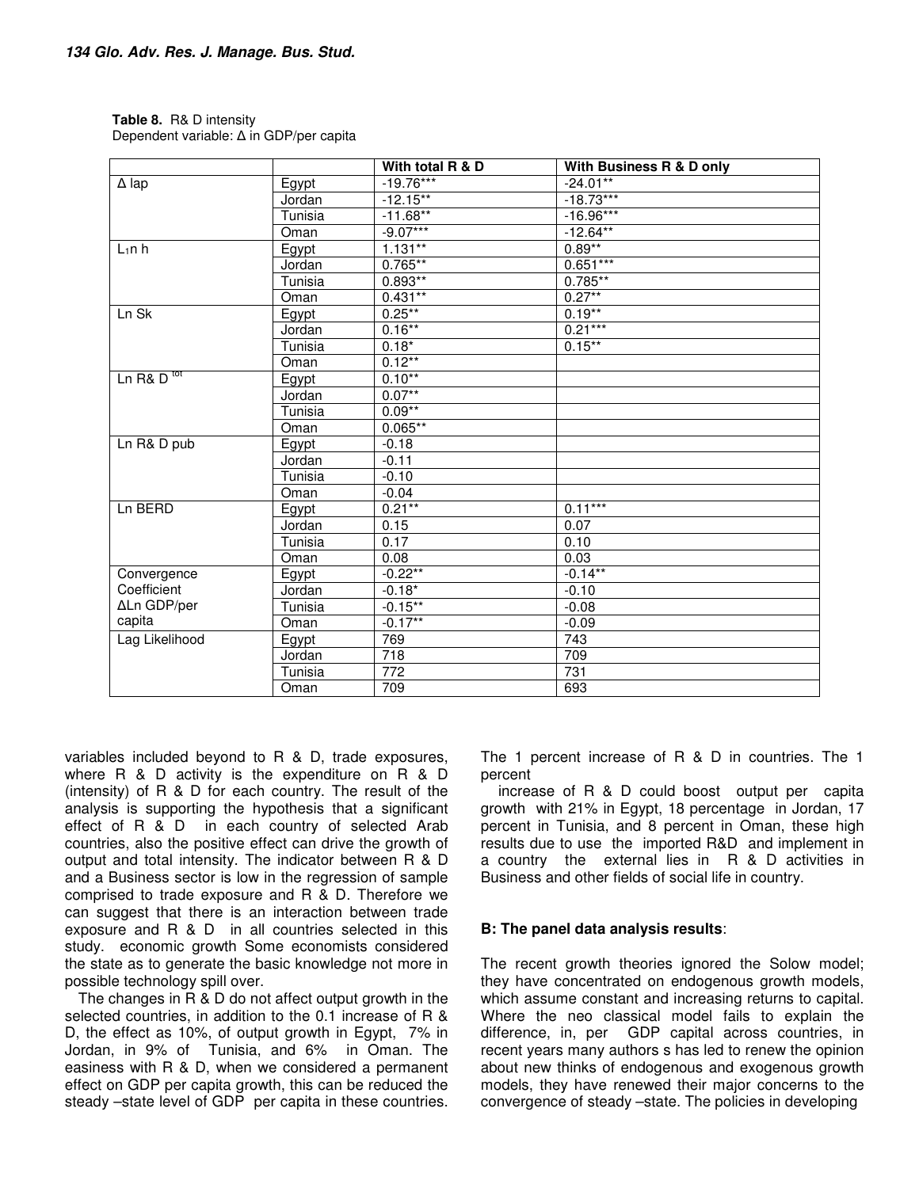**Table 8.** R& D intensity
Dependent variable: Δ in GDP/per capita

| | | With total R & D | With Business R & D only |
|---|---|---|---|
| Δ lap | Egypt | -19.76*** | -24.01** |
| | Jordan | -12.15** | -18.73*** |
| | Tunisia | -11.68** | -16.96*** |
| | Oman | -9.07*** | -12.64** |
| $L_1$n h | Egypt | 1.131** | 0.89** |
| | Jordan | 0.765** | 0.651*** |
| | Tunisia | 0.893** | 0.785** |
| | Oman | 0.431** | 0.27** |
| Ln Sk | Egypt | 0.25** | 0.19** |
| | Jordan | 0.16** | 0.21*** |
| | Tunisia | 0.18* | 0.15** |
| | Oman | 0.12** | |
| Ln R& D $^{tot}$ | Egypt | 0.10** | |
| | Jordan | 0.07** | |
| | Tunisia | 0.09** | |
| | Oman | 0.065** | |
| Ln R& D pub | Egypt | -0.18 | |
| | Jordan | -0.11 | |
| | Tunisia | -0.10 | |
| | Oman | -0.04 | |
| Ln BERD | Egypt | 0.21** | 0.11*** |
| | Jordan | 0.15 | 0.07 |
| | Tunisia | 0.17 | 0.10 |
| | Oman | 0.08 | 0.03 |
| Convergence Coefficient ΔLn GDP/per capita | Egypt | -0.22** | -0.14** |
| | Jordan | -0.18* | -0.10 |
| | Tunisia | -0.15** | -0.08 |
| | Oman | -0.17** | -0.09 |
| Lag Likelihood | Egypt | 769 | 743 |
| | Jordan | 718 | 709 |
| | Tunisia | 772 | 731 |
| | Oman | 709 | 693 |

variables included beyond to R & D, trade exposures, where R & D activity is the expenditure on R & D (intensity) of R & D for each country. The result of the analysis is supporting the hypothesis that a significant effect of R & D in each country of selected Arab countries, also the positive effect can drive the growth of output and total intensity. The indicator between R & D and a Business sector is low in the regression of sample comprised to trade exposure and R & D. Therefore we can suggest that there is an interaction between trade exposure and R & D in all countries selected in this study. economic growth Some economists considered the state as to generate the basic knowledge not more in possible technology spill over.

The changes in R & D do not affect output growth in the selected countries, in addition to the 0.1 increase of R & D, the effect as 10%, of output growth in Egypt, 7% in Jordan, in 9% of Tunisia, and 6% in Oman. The easiness with R & D, when we considered a permanent effect on GDP per capita growth, this can be reduced the steady –state level of GDP per capita in these countries. The 1 percent increase of R & D in countries. The 1 percent

increase of R & D could boost output per capita growth with 21% in Egypt, 18 percentage in Jordan, 17 percent in Tunisia, and 8 percent in Oman, these high results due to use the imported R&D and implement in a country the external lies in R & D activities in Business and other fields of social life in country.

**B: The panel data analysis results**:

The recent growth theories ignored the Solow model; they have concentrated on endogenous growth models, which assume constant and increasing returns to capital. Where the neo classical model fails to explain the difference, in, per GDP capital across countries, in recent years many authors s has led to renew the opinion about new thinks of endogenous and exogenous growth models, they have renewed their major concerns to the convergence of steady –state. The policies in developing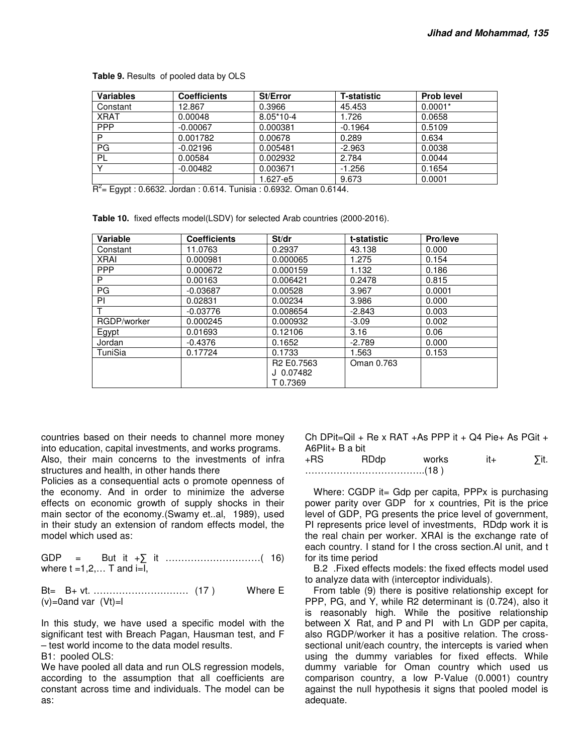**Table 9.** Results of pooled data by OLS

| Variables | Coefficients | St/Error | T-statistic | Prob level |
|---|---|---|---|---|
| Constant | 12.867 | 0.3966 | 45.453 | 0.0001* |
| XRAT | 0.00048 | 8.05*10-4 | 1.726 | 0.0658 |
| PPP | -0.00067 | 0.000381 | -0.1964 | 0.5109 |
| P | 0.001782 | 0.00678 | 0.289 | 0.634 |
| PG | -0.02196 | 0.005481 | -2.963 | 0.0038 |
| PL | 0.00584 | 0.002932 | 2.784 | 0.0044 |
| Y | -0.00482 | 0.003671 | -1.256 | 0.1654 |
| | | 1.627-e5 | 9.673 | 0.0001 |

$R^2$= Egypt : 0.6632. Jordan : 0.614. Tunisia : 0.6932. Oman 0.6144.

**Table 10.** fixed effects model(LSDV) for selected Arab countries (2000-2016).

| Variable | Coefficients | St/dr | t-statistic | Pro/leve |
|---|---|---|---|---|
| Constant | 11.0763 | 0.2937 | 43.138 | 0.000 |
| XRAI | 0.000981 | 0.000065 | 1.275 | 0.154 |
| PPP | 0.000672 | 0.000159 | 1.132 | 0.186 |
| P | 0.00163 | 0.006421 | 0.2478 | 0.815 |
| PG | -0.03687 | 0.00528 | 3.967 | 0.0001 |
| PI | 0.02831 | 0.00234 | 3.986 | 0.000 |
| T | -0.03776 | 0.008654 | -2.843 | 0.003 |
| RGDP/worker | 0.000245 | 0.000932 | -3.09 | 0.002 |
| Egypt | 0.01693 | 0.12106 | 3.16 | 0.06 |
| Jordan | -0.4376 | 0.1652 | -2.789 | 0.000 |
| TuniSia | 0.17724 | 0.1733 | 1.563 | 0.153 |
| | | R2 E0.7563 J 0.07482 T 0.7369 | Oman 0.763 | |

countries based on their needs to channel more money into education, capital investments, and works programs. Also, their main concerns to the investments of infra structures and health, in other hands there

Policies as a consequential acts o promote openness of the economy. And in order to minimize the adverse effects on economic growth of supply shocks in their main sector of the economy.(Swamy et..al, 1989), used in their study an extension of random effects model, the model which used as:

$$GDP = But\ it + \sum it \qquad (16)$$

where t =1,2,… T and i=I,

$$Bt= B+ vt. \qquad (17)$$

Where E (v)=0and var (Vt)=I

In this study, we have used a specific model with the significant test with Breach Pagan, Hausman test, and F – test world income to the data model results.

B1: pooled OLS:

We have pooled all data and run OLS regression models, according to the assumption that all coefficients are constant across time and individuals. The model can be as:

$$Ch\ DPit=Qil + Re\ x\ RAT + As\ PPP\ it + Q4\ Pie+ As\ PGit + A6PIit+ B\ a\ bit + RS\ RDdp\ works\ it+ \sum it. \qquad (18)$$

Where: CGDP it= Gdp per capita, PPPx is purchasing power parity over GDP for x countries, Pit is the price level of GDP, PG presents the price level of government, PI represents price level of investments, RDdp work it is the real chain per worker. XRAI is the exchange rate of each country. I stand for I the cross section.Al unit, and t for its time period

B.2 .Fixed effects models: the fixed effects model used to analyze data with (interceptor individuals).

From table (9) there is positive relationship except for PPP, PG, and Y, while R2 determinant is (0.724), also it is reasonably high. While the positive relationship between X Rat, and P and PI with Ln GDP per capita, also RGDP/worker it has a positive relation. The cross-sectional unit/each country, the intercepts is varied when using the dummy variables for fixed effects. While dummy variable for Oman country which used us comparison country, a low P-Value (0.0001) country against the null hypothesis it signs that pooled model is adequate.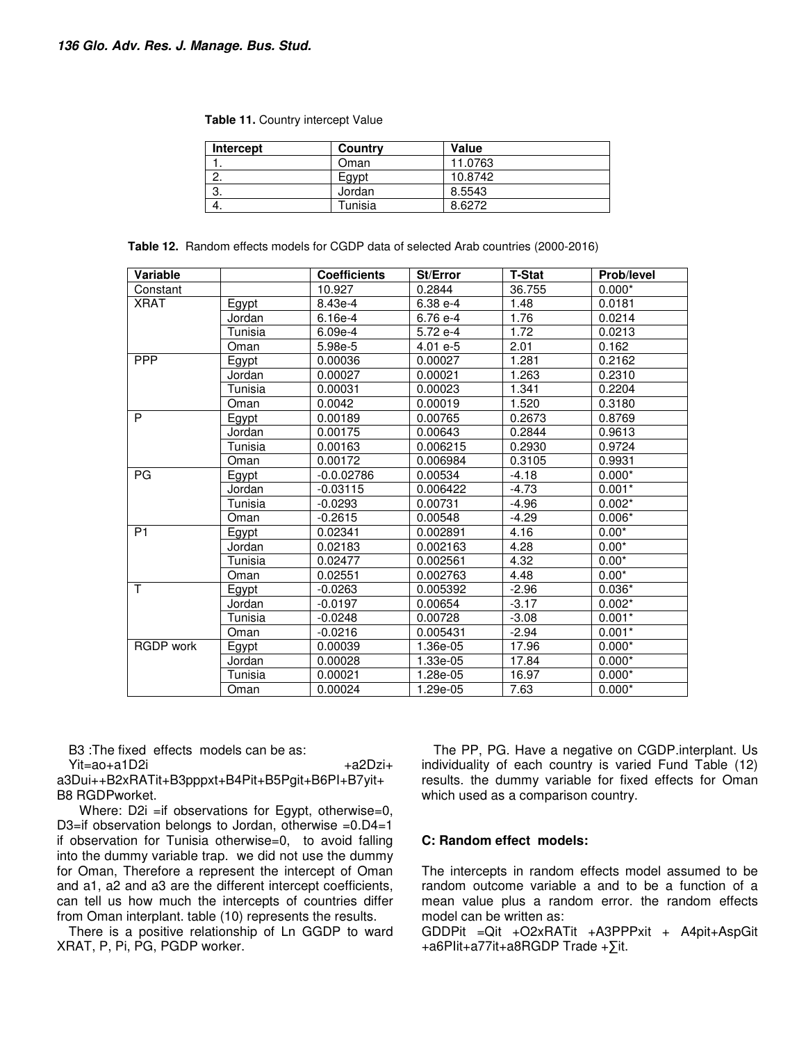**Table 11.** Country intercept Value

| Intercept | Country | Value |
|---|---|---|
| 1. | Oman | 11.0763 |
| 2. | Egypt | 10.8742 |
| 3. | Jordan | 8.5543 |
| 4. | Tunisia | 8.6272 |

**Table 12.** Random effects models for CGDP data of selected Arab countries (2000-2016)

| Variable | | Coefficients | St/Error | T-Stat | Prob/level |
|---|---|---|---|---|---|
| Constant | | 10.927 | 0.2844 | 36.755 | 0.000* |
| XRAT | Egypt | 8.43e-4 | 6.38 e-4 | 1.48 | 0.0181 |
| | Jordan | 6.16e-4 | 6.76 e-4 | 1.76 | 0.0214 |
| | Tunisia | 6.09e-4 | 5.72 e-4 | 1.72 | 0.0213 |
| | Oman | 5.98e-5 | 4.01 e-5 | 2.01 | 0.162 |
| PPP | Egypt | 0.00036 | 0.00027 | 1.281 | 0.2162 |
| | Jordan | 0.00027 | 0.00021 | 1.263 | 0.2310 |
| | Tunisia | 0.00031 | 0.00023 | 1.341 | 0.2204 |
| | Oman | 0.0042 | 0.00019 | 1.520 | 0.3180 |
| P | Egypt | 0.00189 | 0.00765 | 0.2673 | 0.8769 |
| | Jordan | 0.00175 | 0.00643 | 0.2844 | 0.9613 |
| | Tunisia | 0.00163 | 0.006215 | 0.2930 | 0.9724 |
| | Oman | 0.00172 | 0.006984 | 0.3105 | 0.9931 |
| PG | Egypt | -0.0.02786 | 0.00534 | -4.18 | 0.000* |
| | Jordan | -0.03115 | 0.006422 | -4.73 | 0.001* |
| | Tunisia | -0.0293 | 0.00731 | -4.96 | 0.002* |
| | Oman | -0.2615 | 0.00548 | -4.29 | 0.006* |
| P1 | Egypt | 0.02341 | 0.002891 | 4.16 | 0.00* |
| | Jordan | 0.02183 | 0.002163 | 4.28 | 0.00* |
| | Tunisia | 0.02477 | 0.002561 | 4.32 | 0.00* |
| | Oman | 0.02551 | 0.002763 | 4.48 | 0.00* |
| T | Egypt | -0.0263 | 0.005392 | -2.96 | 0.036* |
| | Jordan | -0.0197 | 0.00654 | -3.17 | 0.002* |
| | Tunisia | -0.0248 | 0.00728 | -3.08 | 0.001* |
| | Oman | -0.0216 | 0.005431 | -2.94 | 0.001* |
| RGDP work | Egypt | 0.00039 | 1.36e-05 | 17.96 | 0.000* |
| | Jordan | 0.00028 | 1.33e-05 | 17.84 | 0.000* |
| | Tunisia | 0.00021 | 1.28e-05 | 16.97 | 0.000* |
| | Oman | 0.00024 | 1.29e-05 | 7.63 | 0.000* |

B3 :The fixed effects models can be as:

Yit=ao+a1D2i +a2Dzi+ a3Dui++B2xRATit+B3pppxt+B4Pit+B5Pgit+B6PI+B7yit+ B8 RGDPworket.

Where: D2i =if observations for Egypt, otherwise=0, D3=if observation belongs to Jordan, otherwise =0.D4=1 if observation for Tunisia otherwise=0, to avoid falling into the dummy variable trap. we did not use the dummy for Oman, Therefore a represent the intercept of Oman and a1, a2 and a3 are the different intercept coefficients, can tell us how much the intercepts of countries differ from Oman interplant. table (10) represents the results.

There is a positive relationship of Ln GGDP to ward XRAT, P, Pi, PG, PGDP worker.

The PP, PG. Have a negative on CGDP.interplant. Us individuality of each country is varied Fund Table (12) results. the dummy variable for fixed effects for Oman which used as a comparison country.

### C: Random effect models:

The intercepts in random effects model assumed to be random outcome variable a and to be a function of a mean value plus a random error. the random effects model can be written as:

GDDPit =Qit +O2xRATit +A3PPPxit + A4pit+AspGit +a6PIit+a77it+a8RGDP Trade +∑it.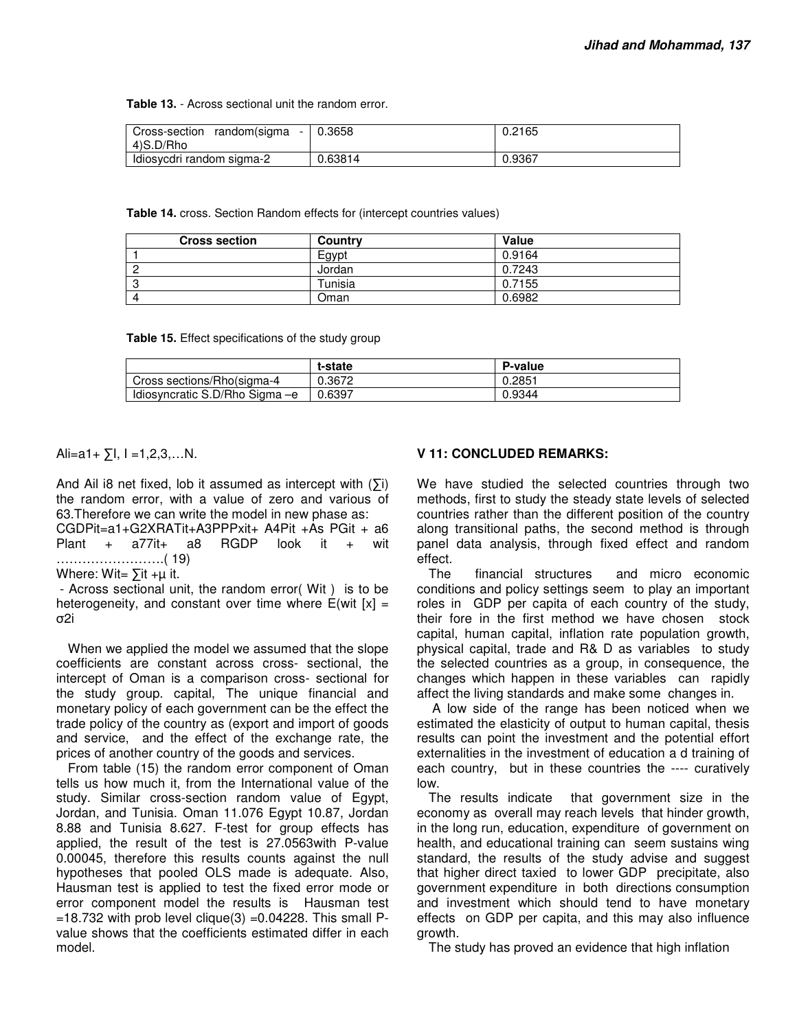**Table 13.** - Across sectional unit the random error.

| | | |
|---|---|---|
| Cross-section random(sigma - 4)S.D/Rho | 0.3658 | 0.2165 |
| Idiosycdri random sigma-2 | 0.63814 | 0.9367 |

**Table 14.** cross. Section Random effects for (intercept countries values)

| Cross section | Country | Value |
|---|---|---|
| 1 | Egypt | 0.9164 |
| 2 | Jordan | 0.7243 |
| 3 | Tunisia | 0.7155 |
| 4 | Oman | 0.6982 |

**Table 15.** Effect specifications of the study group

| | t-state | P-value |
|---|---|---|
| Cross sections/Rho(sigma-4 | 0.3672 | 0.2851 |
| Idiosyncratic S.D/Rho Sigma –e | 0.6397 | 0.9344 |

Ali=a1+ ∑I, I =1,2,3,…N.

And Ail i8 net fixed, lob it assumed as intercept with (∑i) the random error, with a value of zero and various of 63.Therefore we can write the model in new phase as:
CGDPit=a1+G2XRATit+A3PPPxit+ A4Pit +As PGit + a6 Plant + a77it+ a8 RGDP look it + wit ……………………( 19)

Where: Wit= ∑it +μ it.

- Across sectional unit, the random error( Wit ) is to be heterogeneity, and constant over time where E(wit [x] = σ2i

When we applied the model we assumed that the slope coefficients are constant across cross- sectional, the intercept of Oman is a comparison cross- sectional for the study group. capital, The unique financial and monetary policy of each government can be the effect the trade policy of the country as (export and import of goods and service, and the effect of the exchange rate, the prices of another country of the goods and services.

From table (15) the random error component of Oman tells us how much it, from the International value of the study. Similar cross-section random value of Egypt, Jordan, and Tunisia. Oman 11.076 Egypt 10.87, Jordan 8.88 and Tunisia 8.627. F-test for group effects has applied, the result of the test is 27.0563with P-value 0.00045, therefore this results counts against the null hypotheses that pooled OLS made is adequate. Also, Hausman test is applied to test the fixed error mode or error component model the results is Hausman test =18.732 with prob level clique(3) =0.04228. This small P-value shows that the coefficients estimated differ in each model.

## V 11: CONCLUDED REMARKS:

We have studied the selected countries through two methods, first to study the steady state levels of selected countries rather than the different position of the country along transitional paths, the second method is through panel data analysis, through fixed effect and random effect.

The financial structures and micro economic conditions and policy settings seem to play an important roles in GDP per capita of each country of the study, their fore in the first method we have chosen stock capital, human capital, inflation rate population growth, physical capital, trade and R& D as variables to study the selected countries as a group, in consequence, the changes which happen in these variables can rapidly affect the living standards and make some changes in.

A low side of the range has been noticed when we estimated the elasticity of output to human capital, thesis results can point the investment and the potential effort externalities in the investment of education a d training of each country, but in these countries the ---- curatively low.

The results indicate that government size in the economy as overall may reach levels that hinder growth, in the long run, education, expenditure of government on health, and educational training can seem sustains wing standard, the results of the study advise and suggest that higher direct taxied to lower GDP precipitate, also government expenditure in both directions consumption and investment which should tend to have monetary effects on GDP per capita, and this may also influence growth.

The study has proved an evidence that high inflation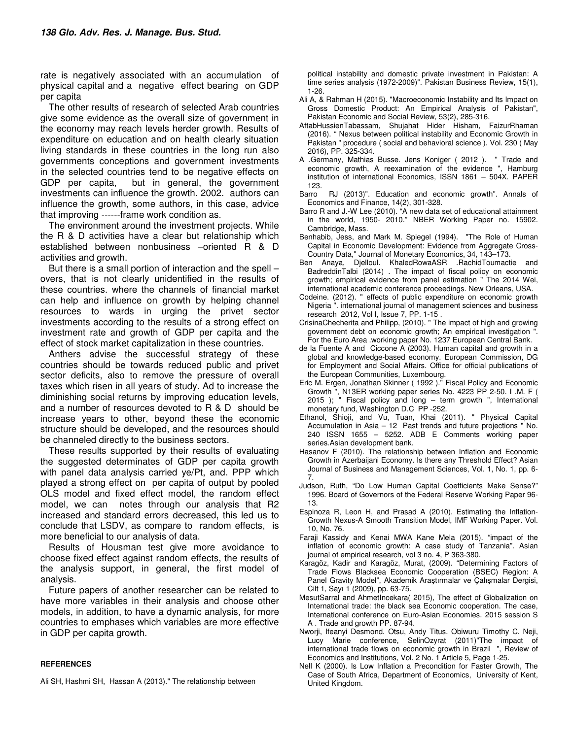rate is negatively associated with an accumulation of physical capital and a negative effect bearing on GDP per capita

The other results of research of selected Arab countries give some evidence as the overall size of government in the economy may reach levels herder growth. Results of expenditure on education and on health clearly situation living standards in these countries in the long run also governments conceptions and government investments in the selected countries tend to be negative effects on GDP per capita, but in general, the government investments can influence the growth. 2002. authors can influence the growth, some authors, in this case, advice that improving ------frame work condition as.

The environment around the investment projects. While the R & D activities have a clear but relationship which established between nonbusiness –oriented R & D activities and growth.

But there is a small portion of interaction and the spell –overs, that is not clearly unidentified in the results of these countries. where the channels of financial market can help and influence on growth by helping channel resources to wards in urging the privet sector investments according to the results of a strong effect on investment rate and growth of GDP per capita and the effect of stock market capitalization in these countries.

Anthers advise the successful strategy of these countries should be towards reduced public and privet sector deficits, also to remove the pressure of overall taxes which risen in all years of study. Ad to increase the diminishing social returns by improving education levels, and a number of resources devoted to R & D should be increase years to other, beyond these the economic structure should be developed, and the resources should be channeled directly to the business sectors.

These results supported by their results of evaluating the suggested determinates of GDP per capita growth with panel data analysis carried ye/Pt, and. PPP which played a strong effect on per capita of output by pooled OLS model and fixed effect model, the random effect model, we can notes through our analysis that R2 increased and standard errors decreased, this led us to conclude that LSDV, as compare to random effects, is more beneficial to our analysis of data.

Results of Housman test give more avoidance to choose fixed effect against random effects, the results of the analysis support, in general, the first model of analysis.

Future papers of another researcher can be related to have more variables in their analysis and choose other models, in addition, to have a dynamic analysis, for more countries to emphases which variables are more effective in GDP per capita growth.

## REFERENCES

Ali SH, Hashmi SH, Hassan A (2013)." The relationship between political instability and domestic private investment in Pakistan: A time series analysis (1972-2009)". Pakistan Business Review, 15(1), 1-26.

Ali A, & Rahman H (2015). "Macroeconomic Instability and Its Impact on Gross Domestic Product: An Empirical Analysis of Pakistan", Pakistan Economic and Social Review, 53(2), 285-316.

AftabHussienTabassam, Shujahat Hider Hisham, FaizurRhaman (2016). " Nexus between political instability and Economic Growth in Pakistan " procedure ( social and behavioral science ). Vol. 230 ( May 2016), PP. 325-334.

A .Germany, Mathias Busse. Jens Koniger ( 2012 ). " Trade and economic growth, A reexamination of the evidence ", Hamburg institution of international Economics, ISSN 1861 – 504X. PAPER 123.

Barro RJ (2013)". Education and economic growth". Annals of Economics and Finance, 14(2), 301-328.

Barro R and J.-W Lee (2010). "A new data set of educational attainment in the world, 1950- 2010." NBER Working Paper no. 15902. Cambridge, Mass.

Benhabib, Jess, and Mark M. Spiegel (1994). "The Role of Human Capital in Economic Development: Evidence from Aggregate Cross-Country Data," Journal of Monetary Economics, 34, 143–173.

Ben Anaya, Djelloul. KhaledRowaASR .RachidToumactie and BadreddinTalbi (2014) . The impact of fiscal policy on economic growth; empirical evidence from panel estimation " The 2014 Wei, international academic conference proceedings. New Orleans, USA.

Codeine. (2012). " effects of public expenditure on economic growth Nigeria ". international journal of management sciences and business research 2012, Vol I, Issue 7, PP. 1-15 .

CrisinaChecherita and Philipp, (2010). " The impact of high and growing government debt on economic growth; An empirical investigation ". For the Euro Area .working paper No. 1237 European Central Bank.

de la Fuente A and Ciccone A (2003). Human capital and growth in a global and knowledge-based economy. European Commission, DG for Employment and Social Affairs. Office for official publications of the European Communities, Luxembourg.

Eric M. Ergen, Jonathan Skinner ( 1992 )." Fiscal Policy and Economic Growth ", N13ER working paper series No. 4223 PP 2-50. I .M. F ( 2015 ); " Fiscal policy and long – term growth ", International monetary fund, Washington D.C PP -252.

Ethanol, Shioji, and Vu, Tuan, Khai (2011). " Physical Capital Accumulation in Asia – 12 Past trends and future projections " No. 240 ISSN 1655 – 5252. ADB E Comments working paper series.Asian development bank.

Hasanov F (2010). The relationship between Inflation and Economic Growth in Azerbaijani Economy. Is there any Threshold Effect? Asian Journal of Business and Management Sciences, Vol. 1, No. 1, pp. 6-7.

Judson, Ruth, "Do Low Human Capital Coefficients Make Sense?" 1996. Board of Governors of the Federal Reserve Working Paper 96-13.

Espinoza R, Leon H, and Prasad A (2010). Estimating the Inflation-Growth Nexus-A Smooth Transition Model, IMF Working Paper. Vol. 10, No. 76.

Faraji Kassidy and Kenai MWA Kane Mela (2015). "impact of the inflation of economic growth: A case study of Tanzania". Asian journal of empirical research, vol 3 no. 4, P 363-380.

Karagöz, Kadir and Karagöz, Murat, (2009). "Determining Factors of Trade Flows Blacksea Economic Cooperation (BSEC) Region: A Panel Gravity Model", Akademik Araştırmalar ve Çalışmalar Dergisi, Cilt 1, Sayı 1 (2009), pp. 63-75.

MesutSarral and AhmetIncekara( 2015), The effect of Globalization on International trade: the black sea Economic cooperation. The case, International conference on Euro-Asian Economies. 2015 session S A . Trade and growth PP. 87-94.

Nworji, Ifeanyi Desmond. Otsu, Andy Titus. Obiwuru Timothy C. Neji, Lucy Marie conference, SelinOzyrat (2011)"The impact of international trade flows on economic growth in Brazil ", Review of Economics and Institutions, Vol. 2 No. 1 Article 5, Page 1-25.

Nell K (2000). Is Low Inflation a Precondition for Faster Growth, The Case of South Africa, Department of Economics, University of Kent, United Kingdom.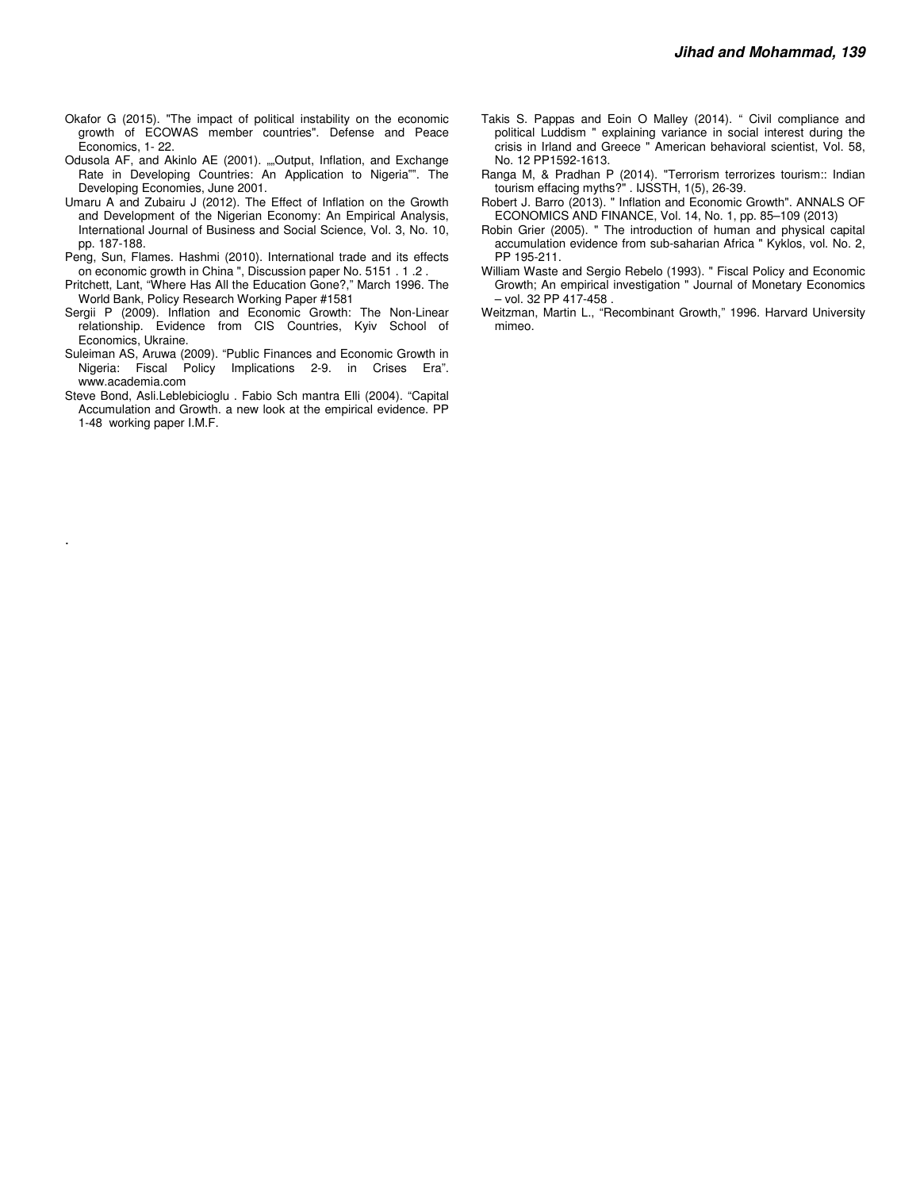Okafor G (2015). "The impact of political instability on the economic growth of ECOWAS member countries". Defense and Peace Economics, 1- 22.

Odusola AF, and Akinlo AE (2001). „„Output, Inflation, and Exchange Rate in Developing Countries: An Application to Nigeria"". The Developing Economies, June 2001.

Umaru A and Zubairu J (2012). The Effect of Inflation on the Growth and Development of the Nigerian Economy: An Empirical Analysis, International Journal of Business and Social Science, Vol. 3, No. 10, pp. 187-188.

Peng, Sun, Flames. Hashmi (2010). International trade and its effects on economic growth in China ", Discussion paper No. 5151 . 1 .2 .

Pritchett, Lant, "Where Has All the Education Gone?," March 1996. The World Bank, Policy Research Working Paper #1581

Sergii P (2009). Inflation and Economic Growth: The Non-Linear relationship. Evidence from CIS Countries, Kyiv School of Economics, Ukraine.

Suleiman AS, Aruwa (2009). "Public Finances and Economic Growth in Nigeria: Fiscal Policy Implications 2-9. in Crises Era". www.academia.com

Steve Bond, Asli.Leblebicioglu . Fabio Sch mantra Elli (2004). "Capital Accumulation and Growth. a new look at the empirical evidence. PP 1-48 working paper I.M.F.

.

Takis S. Pappas and Eoin O Malley (2014). " Civil compliance and political Luddism " explaining variance in social interest during the crisis in Irland and Greece " American behavioral scientist, Vol. 58, No. 12 PP1592-1613.

Ranga M, & Pradhan P (2014). "Terrorism terrorizes tourism:: Indian tourism effacing myths?" . IJSSTH, 1(5), 26-39.

Robert J. Barro (2013). " Inflation and Economic Growth". ANNALS OF ECONOMICS AND FINANCE, Vol. 14, No. 1, pp. 85–109 (2013)

Robin Grier (2005). " The introduction of human and physical capital accumulation evidence from sub-saharian Africa " Kyklos, vol. No. 2, PP 195-211.

William Waste and Sergio Rebelo (1993). " Fiscal Policy and Economic Growth; An empirical investigation " Journal of Monetary Economics – vol. 32 PP 417-458 .

Weitzman, Martin L., "Recombinant Growth," 1996. Harvard University mimeo.